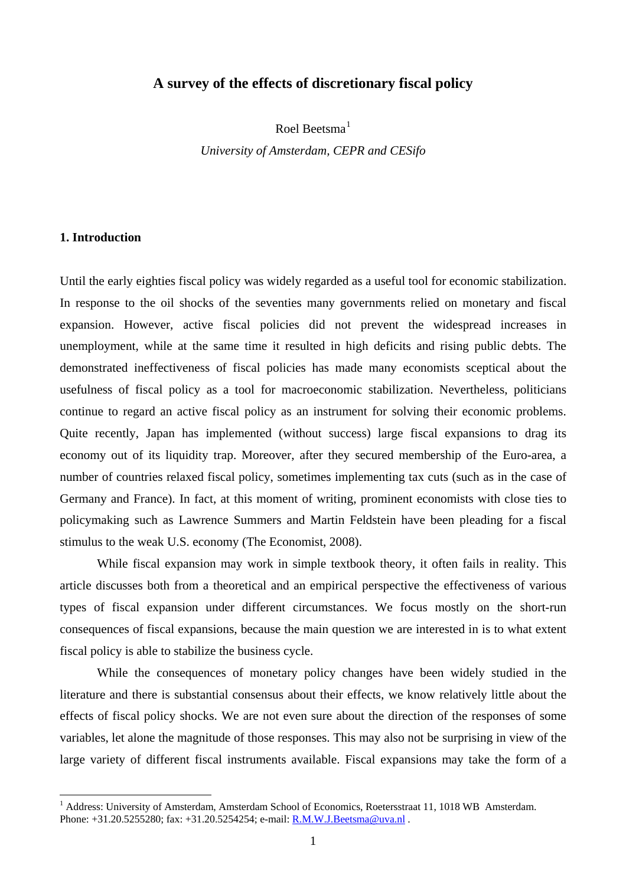# A survey of the effects of discretionary fiscal policy

Roel Beetsma[1]

*University of Amsterdam, CEPR and CESifo*

## 1. Introduction

Until the early eighties fiscal policy was widely regarded as a useful tool for economic stabilization. In response to the oil shocks of the seventies many governments relied on monetary and fiscal expansion. However, active fiscal policies did not prevent the widespread increases in unemployment, while at the same time it resulted in high deficits and rising public debts. The demonstrated ineffectiveness of fiscal policies has made many economists sceptical about the usefulness of fiscal policy as a tool for macroeconomic stabilization. Nevertheless, politicians continue to regard an active fiscal policy as an instrument for solving their economic problems. Quite recently, Japan has implemented (without success) large fiscal expansions to drag its economy out of its liquidity trap. Moreover, after they secured membership of the Euro-area, a number of countries relaxed fiscal policy, sometimes implementing tax cuts (such as in the case of Germany and France). In fact, at this moment of writing, prominent economists with close ties to policymaking such as Lawrence Summers and Martin Feldstein have been pleading for a fiscal stimulus to the weak U.S. economy (The Economist, 2008).

While fiscal expansion may work in simple textbook theory, it often fails in reality. This article discusses both from a theoretical and an empirical perspective the effectiveness of various types of fiscal expansion under different circumstances. We focus mostly on the short-run consequences of fiscal expansions, because the main question we are interested in is to what extent fiscal policy is able to stabilize the business cycle.

While the consequences of monetary policy changes have been widely studied in the literature and there is substantial consensus about their effects, we know relatively little about the effects of fiscal policy shocks. We are not even sure about the direction of the responses of some variables, let alone the magnitude of those responses. This may also not be surprising in view of the large variety of different fiscal instruments available. Fiscal expansions may take the form of a

[1] Address: University of Amsterdam, Amsterdam School of Economics, Roetersstraat 11, 1018 WB Amsterdam. Phone: +31.20.5255280; fax: +31.20.5254254; e-mail: R.M.W.J.Beetsma@uva.nl .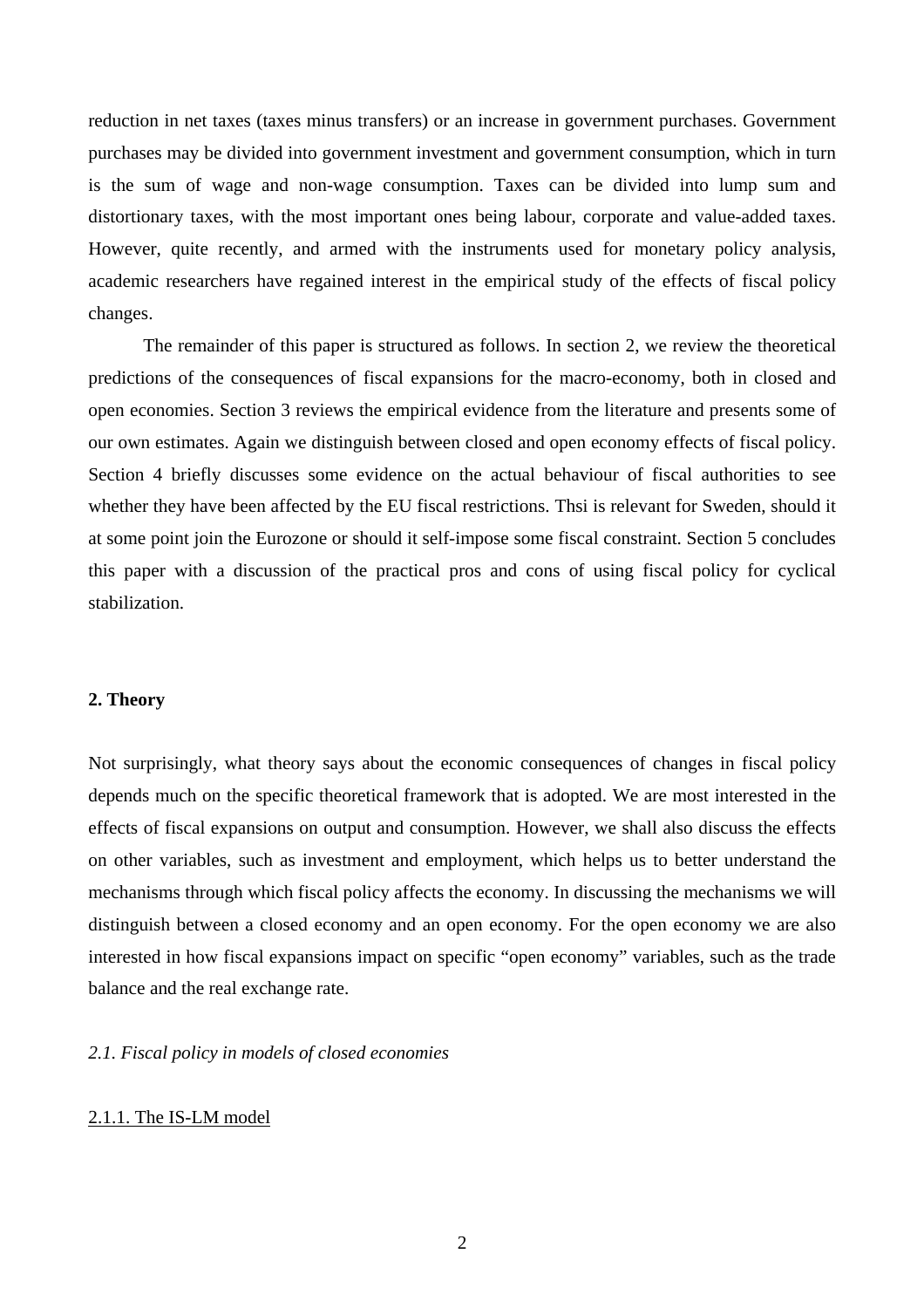reduction in net taxes (taxes minus transfers) or an increase in government purchases. Government purchases may be divided into government investment and government consumption, which in turn is the sum of wage and non-wage consumption. Taxes can be divided into lump sum and distortionary taxes, with the most important ones being labour, corporate and value-added taxes. However, quite recently, and armed with the instruments used for monetary policy analysis, academic researchers have regained interest in the empirical study of the effects of fiscal policy changes.

The remainder of this paper is structured as follows. In section 2, we review the theoretical predictions of the consequences of fiscal expansions for the macro-economy, both in closed and open economies. Section 3 reviews the empirical evidence from the literature and presents some of our own estimates. Again we distinguish between closed and open economy effects of fiscal policy. Section 4 briefly discusses some evidence on the actual behaviour of fiscal authorities to see whether they have been affected by the EU fiscal restrictions. Thsi is relevant for Sweden, should it at some point join the Eurozone or should it self-impose some fiscal constraint. Section 5 concludes this paper with a discussion of the practical pros and cons of using fiscal policy for cyclical stabilization.

## 2. Theory

Not surprisingly, what theory says about the economic consequences of changes in fiscal policy depends much on the specific theoretical framework that is adopted. We are most interested in the effects of fiscal expansions on output and consumption. However, we shall also discuss the effects on other variables, such as investment and employment, which helps us to better understand the mechanisms through which fiscal policy affects the economy. In discussing the mechanisms we will distinguish between a closed economy and an open economy. For the open economy we are also interested in how fiscal expansions impact on specific "open economy" variables, such as the trade balance and the real exchange rate.

### *2.1. Fiscal policy in models of closed economies*

#### 2.1.1. The IS-LM model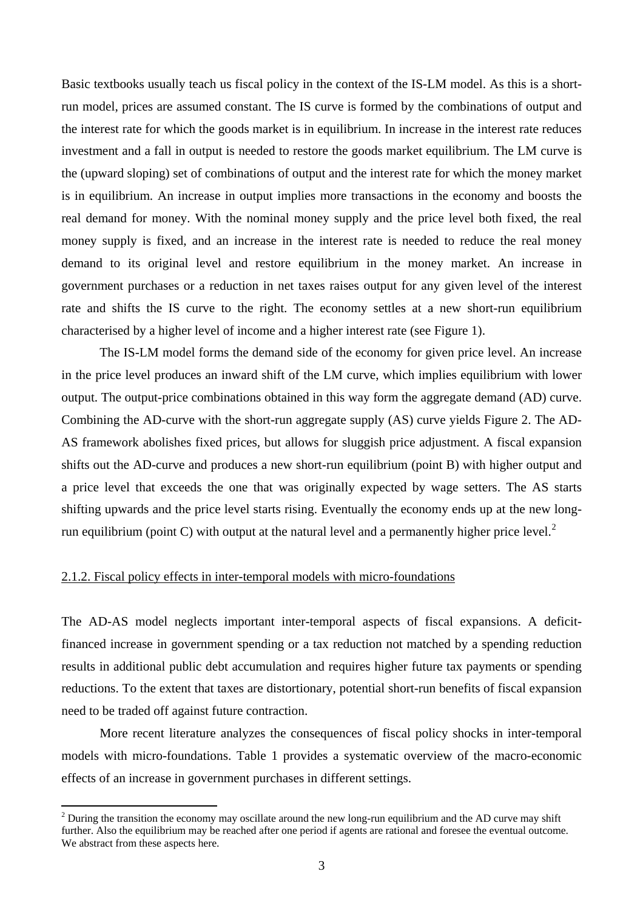Basic textbooks usually teach us fiscal policy in the context of the IS-LM model. As this is a short-run model, prices are assumed constant. The IS curve is formed by the combinations of output and the interest rate for which the goods market is in equilibrium. In increase in the interest rate reduces investment and a fall in output is needed to restore the goods market equilibrium. The LM curve is the (upward sloping) set of combinations of output and the interest rate for which the money market is in equilibrium. An increase in output implies more transactions in the economy and boosts the real demand for money. With the nominal money supply and the price level both fixed, the real money supply is fixed, and an increase in the interest rate is needed to reduce the real money demand to its original level and restore equilibrium in the money market. An increase in government purchases or a reduction in net taxes raises output for any given level of the interest rate and shifts the IS curve to the right. The economy settles at a new short-run equilibrium characterised by a higher level of income and a higher interest rate (see Figure 1).

The IS-LM model forms the demand side of the economy for given price level. An increase in the price level produces an inward shift of the LM curve, which implies equilibrium with lower output. The output-price combinations obtained in this way form the aggregate demand (AD) curve. Combining the AD-curve with the short-run aggregate supply (AS) curve yields Figure 2. The AD-AS framework abolishes fixed prices, but allows for sluggish price adjustment. A fiscal expansion shifts out the AD-curve and produces a new short-run equilibrium (point B) with higher output and a price level that exceeds the one that was originally expected by wage setters. The AS starts shifting upwards and the price level starts rising. Eventually the economy ends up at the new long-run equilibrium (point C) with output at the natural level and a permanently higher price level.[2]

### 2.1.2. Fiscal policy effects in inter-temporal models with micro-foundations

The AD-AS model neglects important inter-temporal aspects of fiscal expansions. A deficit-financed increase in government spending or a tax reduction not matched by a spending reduction results in additional public debt accumulation and requires higher future tax payments or spending reductions. To the extent that taxes are distortionary, potential short-run benefits of fiscal expansion need to be traded off against future contraction.

More recent literature analyzes the consequences of fiscal policy shocks in inter-temporal models with micro-foundations. Table 1 provides a systematic overview of the macro-economic effects of an increase in government purchases in different settings.

[2] During the transition the economy may oscillate around the new long-run equilibrium and the AD curve may shift further. Also the equilibrium may be reached after one period if agents are rational and foresee the eventual outcome. We abstract from these aspects here.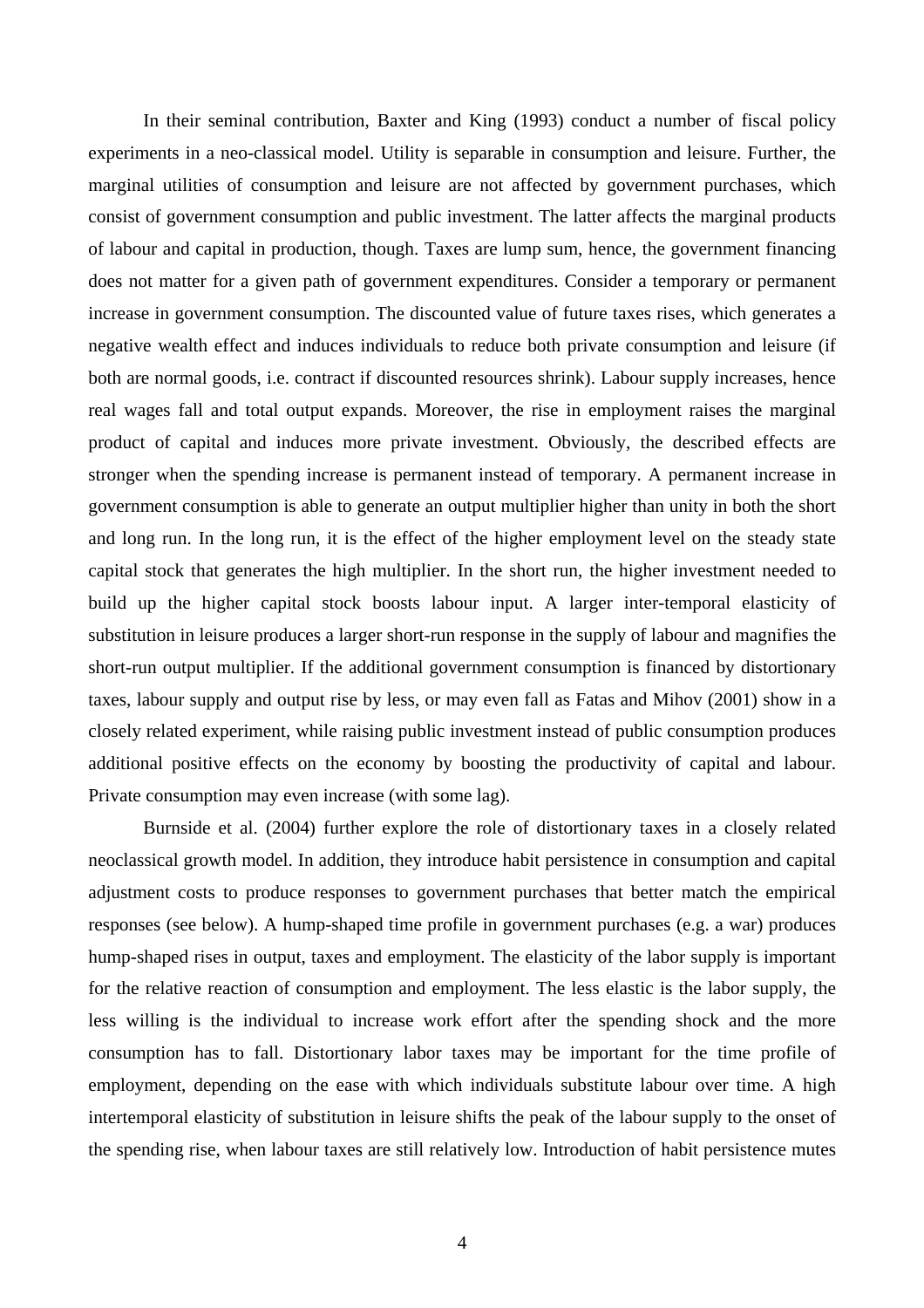In their seminal contribution, Baxter and King (1993) conduct a number of fiscal policy experiments in a neo-classical model. Utility is separable in consumption and leisure. Further, the marginal utilities of consumption and leisure are not affected by government purchases, which consist of government consumption and public investment. The latter affects the marginal products of labour and capital in production, though. Taxes are lump sum, hence, the government financing does not matter for a given path of government expenditures. Consider a temporary or permanent increase in government consumption. The discounted value of future taxes rises, which generates a negative wealth effect and induces individuals to reduce both private consumption and leisure (if both are normal goods, i.e. contract if discounted resources shrink). Labour supply increases, hence real wages fall and total output expands. Moreover, the rise in employment raises the marginal product of capital and induces more private investment. Obviously, the described effects are stronger when the spending increase is permanent instead of temporary. A permanent increase in government consumption is able to generate an output multiplier higher than unity in both the short and long run. In the long run, it is the effect of the higher employment level on the steady state capital stock that generates the high multiplier. In the short run, the higher investment needed to build up the higher capital stock boosts labour input. A larger inter-temporal elasticity of substitution in leisure produces a larger short-run response in the supply of labour and magnifies the short-run output multiplier. If the additional government consumption is financed by distortionary taxes, labour supply and output rise by less, or may even fall as Fatas and Mihov (2001) show in a closely related experiment, while raising public investment instead of public consumption produces additional positive effects on the economy by boosting the productivity of capital and labour. Private consumption may even increase (with some lag).

Burnside et al. (2004) further explore the role of distortionary taxes in a closely related neoclassical growth model. In addition, they introduce habit persistence in consumption and capital adjustment costs to produce responses to government purchases that better match the empirical responses (see below). A hump-shaped time profile in government purchases (e.g. a war) produces hump-shaped rises in output, taxes and employment. The elasticity of the labor supply is important for the relative reaction of consumption and employment. The less elastic is the labor supply, the less willing is the individual to increase work effort after the spending shock and the more consumption has to fall. Distortionary labor taxes may be important for the time profile of employment, depending on the ease with which individuals substitute labour over time. A high intertemporal elasticity of substitution in leisure shifts the peak of the labour supply to the onset of the spending rise, when labour taxes are still relatively low. Introduction of habit persistence mutes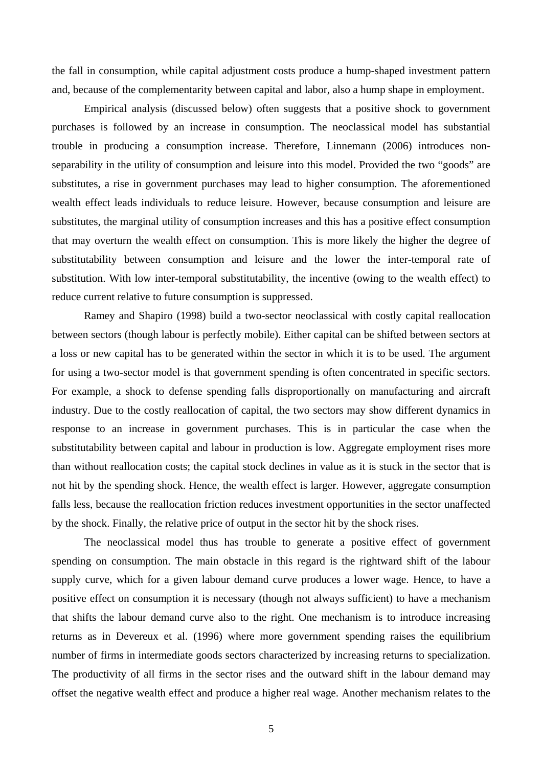the fall in consumption, while capital adjustment costs produce a hump-shaped investment pattern and, because of the complementarity between capital and labor, also a hump shape in employment.

Empirical analysis (discussed below) often suggests that a positive shock to government purchases is followed by an increase in consumption. The neoclassical model has substantial trouble in producing a consumption increase. Therefore, Linnemann (2006) introduces non-separability in the utility of consumption and leisure into this model. Provided the two "goods" are substitutes, a rise in government purchases may lead to higher consumption. The aforementioned wealth effect leads individuals to reduce leisure. However, because consumption and leisure are substitutes, the marginal utility of consumption increases and this has a positive effect consumption that may overturn the wealth effect on consumption. This is more likely the higher the degree of substitutability between consumption and leisure and the lower the inter-temporal rate of substitution. With low inter-temporal substitutability, the incentive (owing to the wealth effect) to reduce current relative to future consumption is suppressed.

Ramey and Shapiro (1998) build a two-sector neoclassical with costly capital reallocation between sectors (though labour is perfectly mobile). Either capital can be shifted between sectors at a loss or new capital has to be generated within the sector in which it is to be used. The argument for using a two-sector model is that government spending is often concentrated in specific sectors. For example, a shock to defense spending falls disproportionally on manufacturing and aircraft industry. Due to the costly reallocation of capital, the two sectors may show different dynamics in response to an increase in government purchases. This is in particular the case when the substitutability between capital and labour in production is low. Aggregate employment rises more than without reallocation costs; the capital stock declines in value as it is stuck in the sector that is not hit by the spending shock. Hence, the wealth effect is larger. However, aggregate consumption falls less, because the reallocation friction reduces investment opportunities in the sector unaffected by the shock. Finally, the relative price of output in the sector hit by the shock rises.

The neoclassical model thus has trouble to generate a positive effect of government spending on consumption. The main obstacle in this regard is the rightward shift of the labour supply curve, which for a given labour demand curve produces a lower wage. Hence, to have a positive effect on consumption it is necessary (though not always sufficient) to have a mechanism that shifts the labour demand curve also to the right. One mechanism is to introduce increasing returns as in Devereux et al. (1996) where more government spending raises the equilibrium number of firms in intermediate goods sectors characterized by increasing returns to specialization. The productivity of all firms in the sector rises and the outward shift in the labour demand may offset the negative wealth effect and produce a higher real wage. Another mechanism relates to the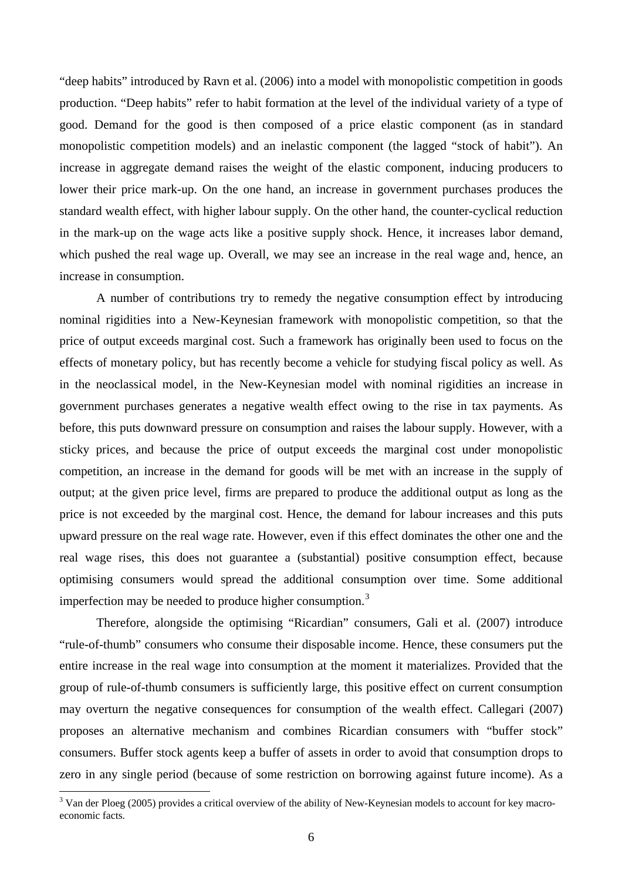"deep habits" introduced by Ravn et al. (2006) into a model with monopolistic competition in goods production. "Deep habits" refer to habit formation at the level of the individual variety of a type of good. Demand for the good is then composed of a price elastic component (as in standard monopolistic competition models) and an inelastic component (the lagged "stock of habit"). An increase in aggregate demand raises the weight of the elastic component, inducing producers to lower their price mark-up. On the one hand, an increase in government purchases produces the standard wealth effect, with higher labour supply. On the other hand, the counter-cyclical reduction in the mark-up on the wage acts like a positive supply shock. Hence, it increases labor demand, which pushed the real wage up. Overall, we may see an increase in the real wage and, hence, an increase in consumption.

A number of contributions try to remedy the negative consumption effect by introducing nominal rigidities into a New-Keynesian framework with monopolistic competition, so that the price of output exceeds marginal cost. Such a framework has originally been used to focus on the effects of monetary policy, but has recently become a vehicle for studying fiscal policy as well. As in the neoclassical model, in the New-Keynesian model with nominal rigidities an increase in government purchases generates a negative wealth effect owing to the rise in tax payments. As before, this puts downward pressure on consumption and raises the labour supply. However, with a sticky prices, and because the price of output exceeds the marginal cost under monopolistic competition, an increase in the demand for goods will be met with an increase in the supply of output; at the given price level, firms are prepared to produce the additional output as long as the price is not exceeded by the marginal cost. Hence, the demand for labour increases and this puts upward pressure on the real wage rate. However, even if this effect dominates the other one and the real wage rises, this does not guarantee a (substantial) positive consumption effect, because optimising consumers would spread the additional consumption over time. Some additional imperfection may be needed to produce higher consumption.[3]

Therefore, alongside the optimising "Ricardian" consumers, Gali et al. (2007) introduce "rule-of-thumb" consumers who consume their disposable income. Hence, these consumers put the entire increase in the real wage into consumption at the moment it materializes. Provided that the group of rule-of-thumb consumers is sufficiently large, this positive effect on current consumption may overturn the negative consequences for consumption of the wealth effect. Callegari (2007) proposes an alternative mechanism and combines Ricardian consumers with "buffer stock" consumers. Buffer stock agents keep a buffer of assets in order to avoid that consumption drops to zero in any single period (because of some restriction on borrowing against future income). As a

[3] Van der Ploeg (2005) provides a critical overview of the ability of New-Keynesian models to account for key macro-economic facts.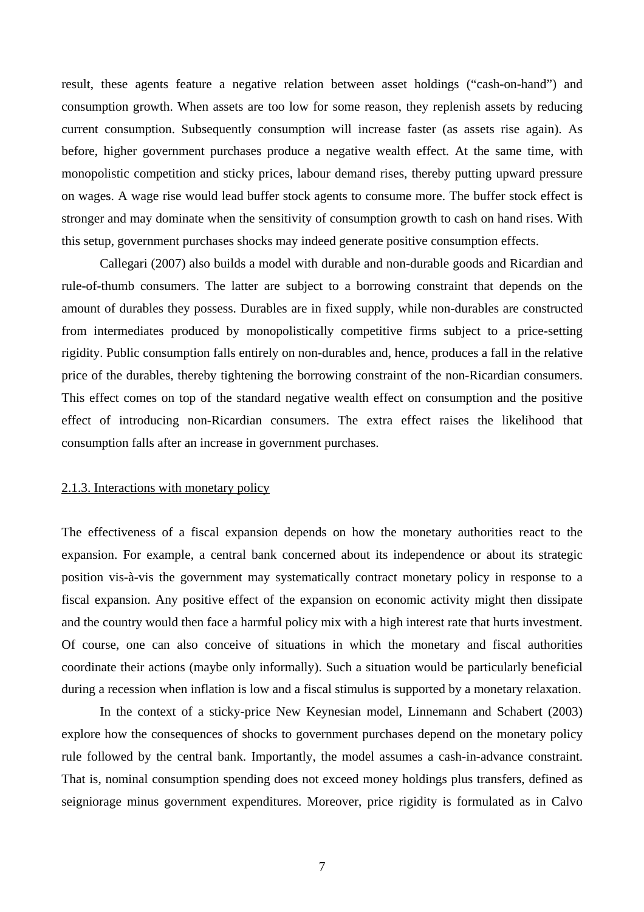result, these agents feature a negative relation between asset holdings ("cash-on-hand") and consumption growth. When assets are too low for some reason, they replenish assets by reducing current consumption. Subsequently consumption will increase faster (as assets rise again). As before, higher government purchases produce a negative wealth effect. At the same time, with monopolistic competition and sticky prices, labour demand rises, thereby putting upward pressure on wages. A wage rise would lead buffer stock agents to consume more. The buffer stock effect is stronger and may dominate when the sensitivity of consumption growth to cash on hand rises. With this setup, government purchases shocks may indeed generate positive consumption effects.

Callegari (2007) also builds a model with durable and non-durable goods and Ricardian and rule-of-thumb consumers. The latter are subject to a borrowing constraint that depends on the amount of durables they possess. Durables are in fixed supply, while non-durables are constructed from intermediates produced by monopolistically competitive firms subject to a price-setting rigidity. Public consumption falls entirely on non-durables and, hence, produces a fall in the relative price of the durables, thereby tightening the borrowing constraint of the non-Ricardian consumers. This effect comes on top of the standard negative wealth effect on consumption and the positive effect of introducing non-Ricardian consumers. The extra effect raises the likelihood that consumption falls after an increase in government purchases.

### 2.1.3. Interactions with monetary policy

The effectiveness of a fiscal expansion depends on how the monetary authorities react to the expansion. For example, a central bank concerned about its independence or about its strategic position vis-à-vis the government may systematically contract monetary policy in response to a fiscal expansion. Any positive effect of the expansion on economic activity might then dissipate and the country would then face a harmful policy mix with a high interest rate that hurts investment. Of course, one can also conceive of situations in which the monetary and fiscal authorities coordinate their actions (maybe only informally). Such a situation would be particularly beneficial during a recession when inflation is low and a fiscal stimulus is supported by a monetary relaxation.

In the context of a sticky-price New Keynesian model, Linnemann and Schabert (2003) explore how the consequences of shocks to government purchases depend on the monetary policy rule followed by the central bank. Importantly, the model assumes a cash-in-advance constraint. That is, nominal consumption spending does not exceed money holdings plus transfers, defined as seigniorage minus government expenditures. Moreover, price rigidity is formulated as in Calvo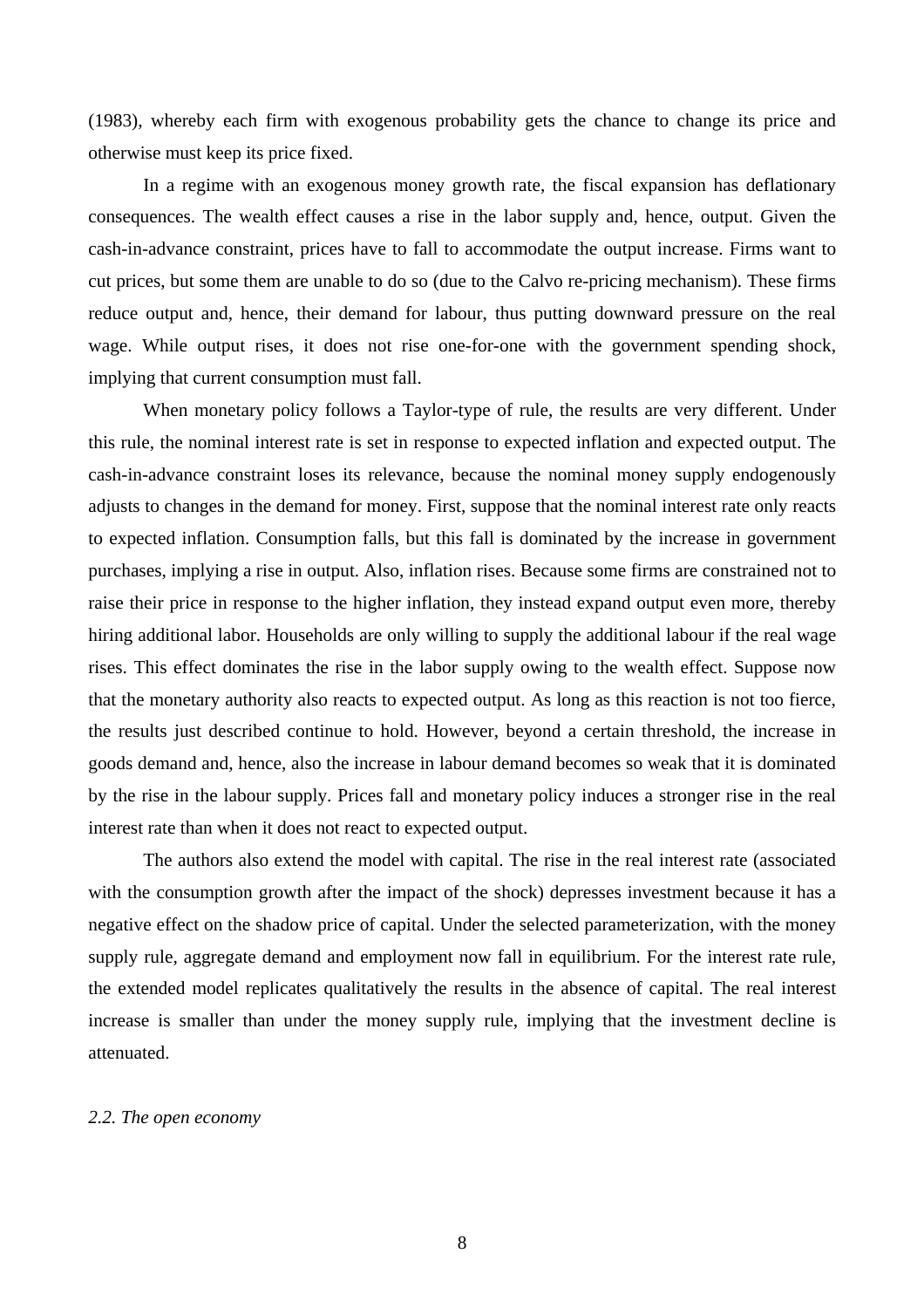(1983), whereby each firm with exogenous probability gets the chance to change its price and otherwise must keep its price fixed.

In a regime with an exogenous money growth rate, the fiscal expansion has deflationary consequences. The wealth effect causes a rise in the labor supply and, hence, output. Given the cash-in-advance constraint, prices have to fall to accommodate the output increase. Firms want to cut prices, but some them are unable to do so (due to the Calvo re-pricing mechanism). These firms reduce output and, hence, their demand for labour, thus putting downward pressure on the real wage. While output rises, it does not rise one-for-one with the government spending shock, implying that current consumption must fall.

When monetary policy follows a Taylor-type of rule, the results are very different. Under this rule, the nominal interest rate is set in response to expected inflation and expected output. The cash-in-advance constraint loses its relevance, because the nominal money supply endogenously adjusts to changes in the demand for money. First, suppose that the nominal interest rate only reacts to expected inflation. Consumption falls, but this fall is dominated by the increase in government purchases, implying a rise in output. Also, inflation rises. Because some firms are constrained not to raise their price in response to the higher inflation, they instead expand output even more, thereby hiring additional labor. Households are only willing to supply the additional labour if the real wage rises. This effect dominates the rise in the labor supply owing to the wealth effect. Suppose now that the monetary authority also reacts to expected output. As long as this reaction is not too fierce, the results just described continue to hold. However, beyond a certain threshold, the increase in goods demand and, hence, also the increase in labour demand becomes so weak that it is dominated by the rise in the labour supply. Prices fall and monetary policy induces a stronger rise in the real interest rate than when it does not react to expected output.

The authors also extend the model with capital. The rise in the real interest rate (associated with the consumption growth after the impact of the shock) depresses investment because it has a negative effect on the shadow price of capital. Under the selected parameterization, with the money supply rule, aggregate demand and employment now fall in equilibrium. For the interest rate rule, the extended model replicates qualitatively the results in the absence of capital. The real interest increase is smaller than under the money supply rule, implying that the investment decline is attenuated.

### *2.2. The open economy*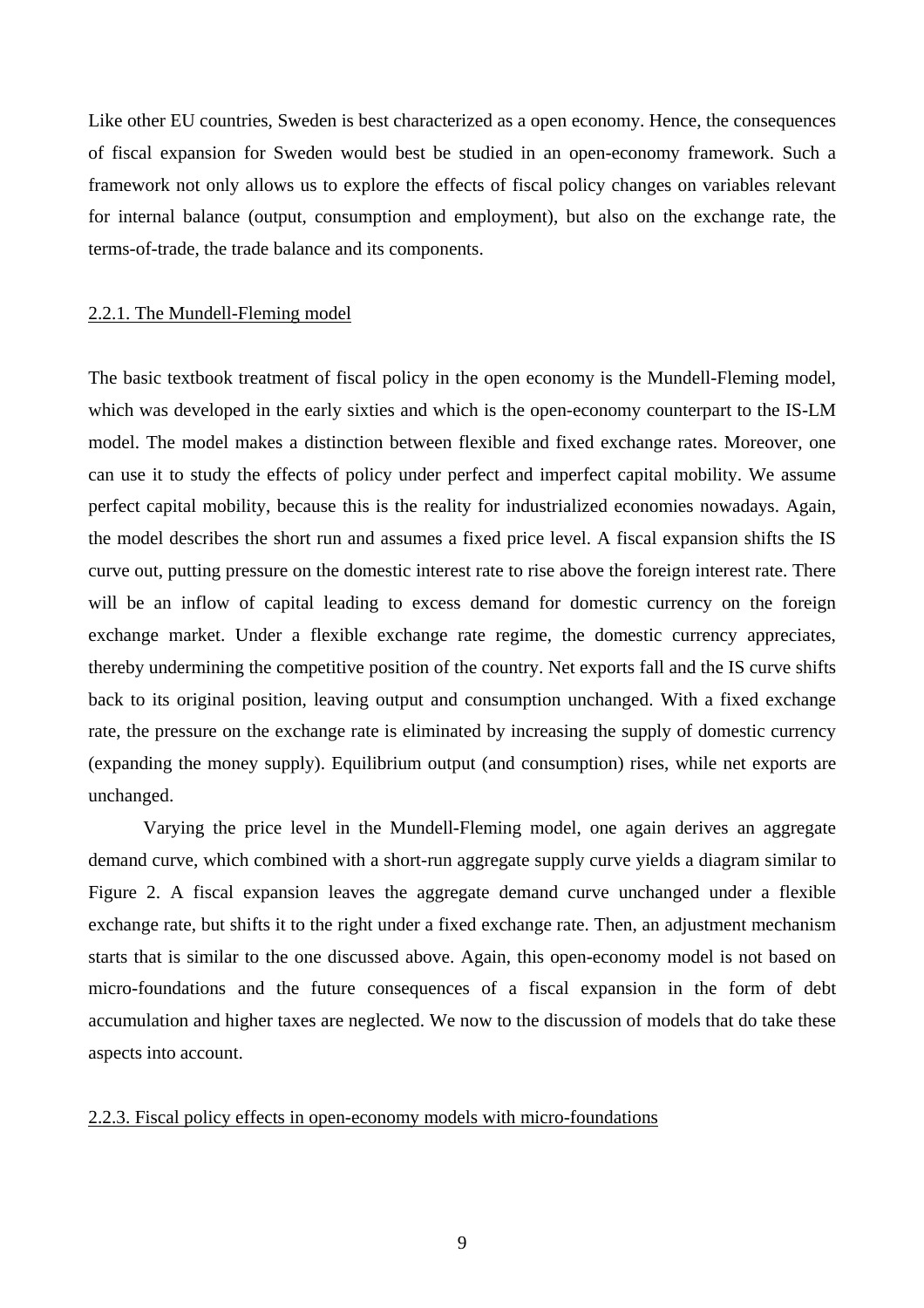Like other EU countries, Sweden is best characterized as a open economy. Hence, the consequences of fiscal expansion for Sweden would best be studied in an open-economy framework. Such a framework not only allows us to explore the effects of fiscal policy changes on variables relevant for internal balance (output, consumption and employment), but also on the exchange rate, the terms-of-trade, the trade balance and its components.

### 2.2.1. The Mundell-Fleming model

The basic textbook treatment of fiscal policy in the open economy is the Mundell-Fleming model, which was developed in the early sixties and which is the open-economy counterpart to the IS-LM model. The model makes a distinction between flexible and fixed exchange rates. Moreover, one can use it to study the effects of policy under perfect and imperfect capital mobility. We assume perfect capital mobility, because this is the reality for industrialized economies nowadays. Again, the model describes the short run and assumes a fixed price level. A fiscal expansion shifts the IS curve out, putting pressure on the domestic interest rate to rise above the foreign interest rate. There will be an inflow of capital leading to excess demand for domestic currency on the foreign exchange market. Under a flexible exchange rate regime, the domestic currency appreciates, thereby undermining the competitive position of the country. Net exports fall and the IS curve shifts back to its original position, leaving output and consumption unchanged. With a fixed exchange rate, the pressure on the exchange rate is eliminated by increasing the supply of domestic currency (expanding the money supply). Equilibrium output (and consumption) rises, while net exports are unchanged.

Varying the price level in the Mundell-Fleming model, one again derives an aggregate demand curve, which combined with a short-run aggregate supply curve yields a diagram similar to Figure 2. A fiscal expansion leaves the aggregate demand curve unchanged under a flexible exchange rate, but shifts it to the right under a fixed exchange rate. Then, an adjustment mechanism starts that is similar to the one discussed above. Again, this open-economy model is not based on micro-foundations and the future consequences of a fiscal expansion in the form of debt accumulation and higher taxes are neglected. We now to the discussion of models that do take these aspects into account.

### 2.2.3. Fiscal policy effects in open-economy models with micro-foundations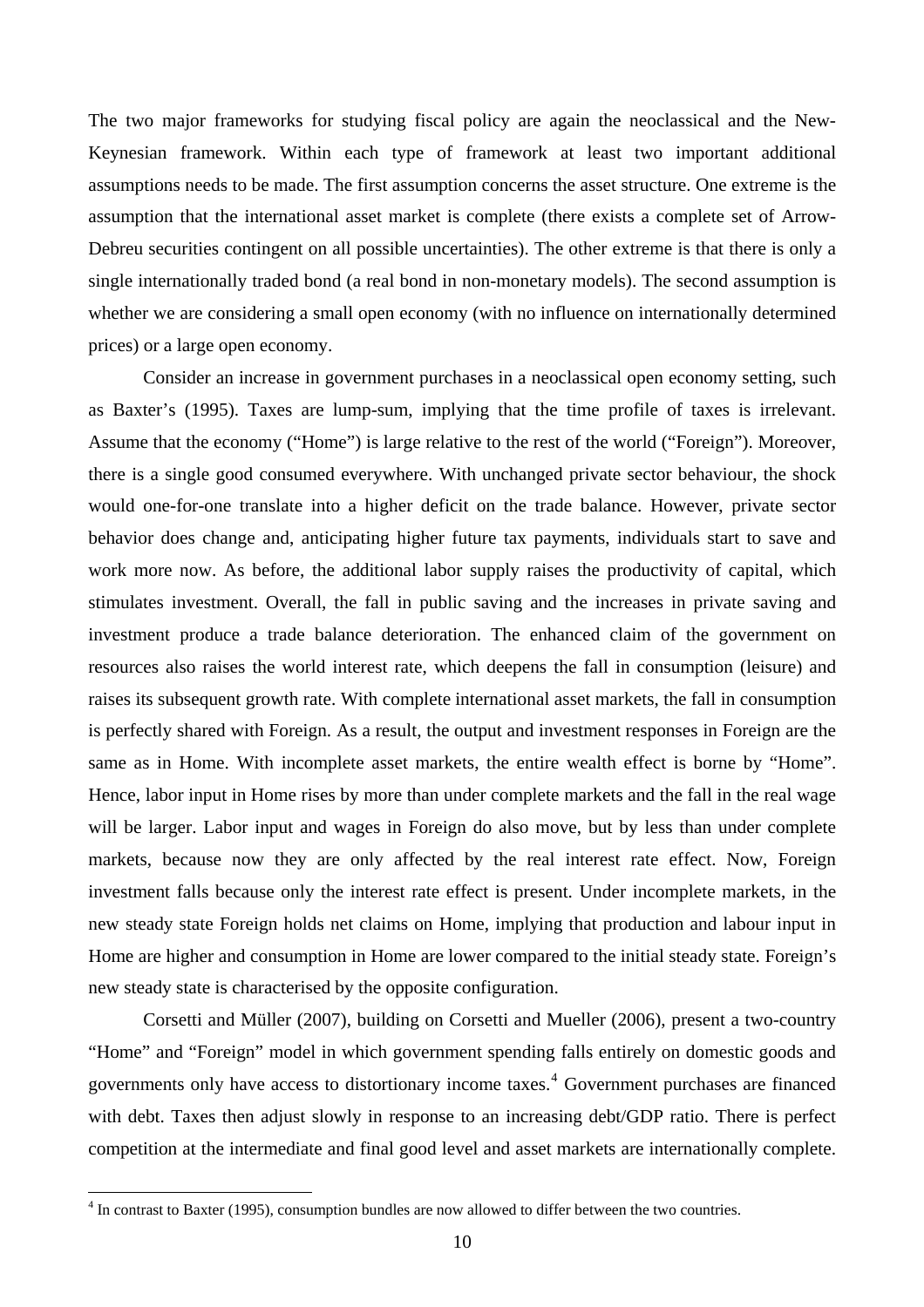The two major frameworks for studying fiscal policy are again the neoclassical and the New-Keynesian framework. Within each type of framework at least two important additional assumptions needs to be made. The first assumption concerns the asset structure. One extreme is the assumption that the international asset market is complete (there exists a complete set of Arrow-Debreu securities contingent on all possible uncertainties). The other extreme is that there is only a single internationally traded bond (a real bond in non-monetary models). The second assumption is whether we are considering a small open economy (with no influence on internationally determined prices) or a large open economy.

Consider an increase in government purchases in a neoclassical open economy setting, such as Baxter's (1995). Taxes are lump-sum, implying that the time profile of taxes is irrelevant. Assume that the economy ("Home") is large relative to the rest of the world ("Foreign"). Moreover, there is a single good consumed everywhere. With unchanged private sector behaviour, the shock would one-for-one translate into a higher deficit on the trade balance. However, private sector behavior does change and, anticipating higher future tax payments, individuals start to save and work more now. As before, the additional labor supply raises the productivity of capital, which stimulates investment. Overall, the fall in public saving and the increases in private saving and investment produce a trade balance deterioration. The enhanced claim of the government on resources also raises the world interest rate, which deepens the fall in consumption (leisure) and raises its subsequent growth rate. With complete international asset markets, the fall in consumption is perfectly shared with Foreign. As a result, the output and investment responses in Foreign are the same as in Home. With incomplete asset markets, the entire wealth effect is borne by "Home". Hence, labor input in Home rises by more than under complete markets and the fall in the real wage will be larger. Labor input and wages in Foreign do also move, but by less than under complete markets, because now they are only affected by the real interest rate effect. Now, Foreign investment falls because only the interest rate effect is present. Under incomplete markets, in the new steady state Foreign holds net claims on Home, implying that production and labour input in Home are higher and consumption in Home are lower compared to the initial steady state. Foreign's new steady state is characterised by the opposite configuration.

Corsetti and Müller (2007), building on Corsetti and Mueller (2006), present a two-country "Home" and "Foreign" model in which government spending falls entirely on domestic goods and governments only have access to distortionary income taxes.[4] Government purchases are financed with debt. Taxes then adjust slowly in response to an increasing debt/GDP ratio. There is perfect competition at the intermediate and final good level and asset markets are internationally complete.

[4] In contrast to Baxter (1995), consumption bundles are now allowed to differ between the two countries.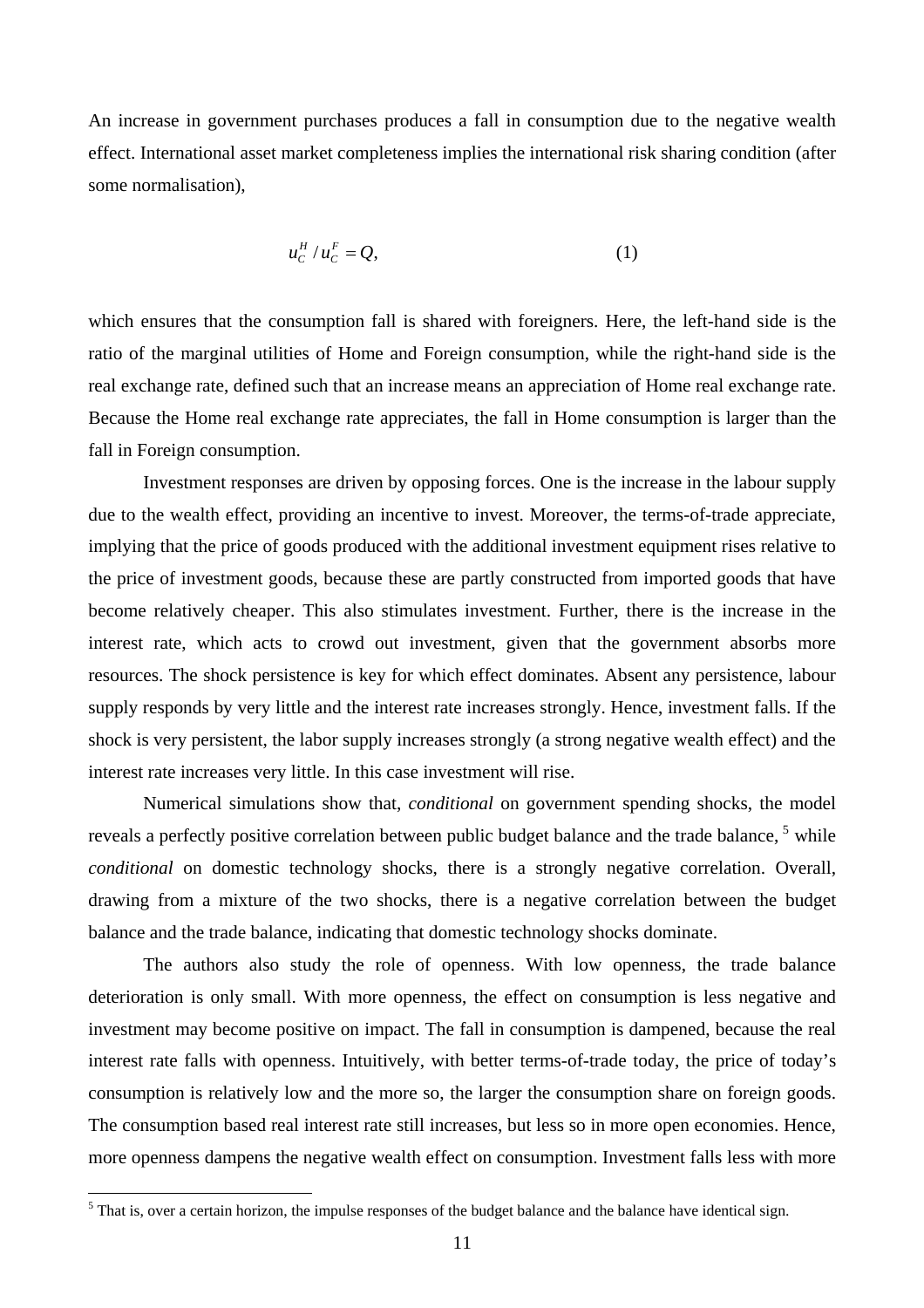An increase in government purchases produces a fall in consumption due to the negative wealth effect. International asset market completeness implies the international risk sharing condition (after some normalisation),

$$u_C^H / u_C^F = Q, \tag{1}$$

which ensures that the consumption fall is shared with foreigners. Here, the left-hand side is the ratio of the marginal utilities of Home and Foreign consumption, while the right-hand side is the real exchange rate, defined such that an increase means an appreciation of Home real exchange rate. Because the Home real exchange rate appreciates, the fall in Home consumption is larger than the fall in Foreign consumption.

Investment responses are driven by opposing forces. One is the increase in the labour supply due to the wealth effect, providing an incentive to invest. Moreover, the terms-of-trade appreciate, implying that the price of goods produced with the additional investment equipment rises relative to the price of investment goods, because these are partly constructed from imported goods that have become relatively cheaper. This also stimulates investment. Further, there is the increase in the interest rate, which acts to crowd out investment, given that the government absorbs more resources. The shock persistence is key for which effect dominates. Absent any persistence, labour supply responds by very little and the interest rate increases strongly. Hence, investment falls. If the shock is very persistent, the labor supply increases strongly (a strong negative wealth effect) and the interest rate increases very little. In this case investment will rise.

Numerical simulations show that, *conditional* on government spending shocks, the model reveals a perfectly positive correlation between public budget balance and the trade balance, [5] while *conditional* on domestic technology shocks, there is a strongly negative correlation. Overall, drawing from a mixture of the two shocks, there is a negative correlation between the budget balance and the trade balance, indicating that domestic technology shocks dominate.

The authors also study the role of openness. With low openness, the trade balance deterioration is only small. With more openness, the effect on consumption is less negative and investment may become positive on impact. The fall in consumption is dampened, because the real interest rate falls with openness. Intuitively, with better terms-of-trade today, the price of today's consumption is relatively low and the more so, the larger the consumption share on foreign goods. The consumption based real interest rate still increases, but less so in more open economies. Hence, more openness dampens the negative wealth effect on consumption. Investment falls less with more

[5] That is, over a certain horizon, the impulse responses of the budget balance and the balance have identical sign.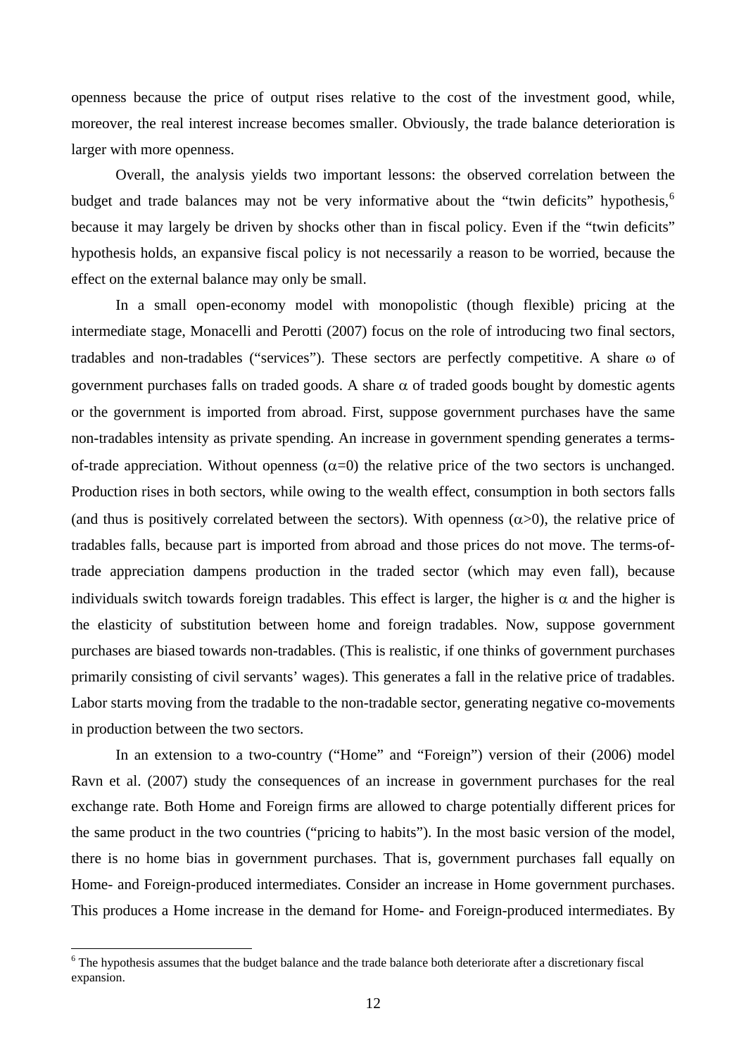openness because the price of output rises relative to the cost of the investment good, while, moreover, the real interest increase becomes smaller. Obviously, the trade balance deterioration is larger with more openness.

Overall, the analysis yields two important lessons: the observed correlation between the budget and trade balances may not be very informative about the "twin deficits" hypothesis,[6] because it may largely be driven by shocks other than in fiscal policy. Even if the "twin deficits" hypothesis holds, an expansive fiscal policy is not necessarily a reason to be worried, because the effect on the external balance may only be small.

In a small open-economy model with monopolistic (though flexible) pricing at the intermediate stage, Monacelli and Perotti (2007) focus on the role of introducing two final sectors, tradables and non-tradables ("services"). These sectors are perfectly competitive. A share $\omega$ of government purchases falls on traded goods. A share $\alpha$ of traded goods bought by domestic agents or the government is imported from abroad. First, suppose government purchases have the same non-tradables intensity as private spending. An increase in government spending generates a terms-of-trade appreciation. Without openness ($\alpha$=0) the relative price of the two sectors is unchanged. Production rises in both sectors, while owing to the wealth effect, consumption in both sectors falls (and thus is positively correlated between the sectors). With openness ($\alpha$>0), the relative price of tradables falls, because part is imported from abroad and those prices do not move. The terms-of-trade appreciation dampens production in the traded sector (which may even fall), because individuals switch towards foreign tradables. This effect is larger, the higher is $\alpha$ and the higher is the elasticity of substitution between home and foreign tradables. Now, suppose government purchases are biased towards non-tradables. (This is realistic, if one thinks of government purchases primarily consisting of civil servants' wages). This generates a fall in the relative price of tradables. Labor starts moving from the tradable to the non-tradable sector, generating negative co-movements in production between the two sectors.

In an extension to a two-country ("Home" and "Foreign") version of their (2006) model Ravn et al. (2007) study the consequences of an increase in government purchases for the real exchange rate. Both Home and Foreign firms are allowed to charge potentially different prices for the same product in the two countries ("pricing to habits"). In the most basic version of the model, there is no home bias in government purchases. That is, government purchases fall equally on Home- and Foreign-produced intermediates. Consider an increase in Home government purchases. This produces a Home increase in the demand for Home- and Foreign-produced intermediates. By

[6] The hypothesis assumes that the budget balance and the trade balance both deteriorate after a discretionary fiscal expansion.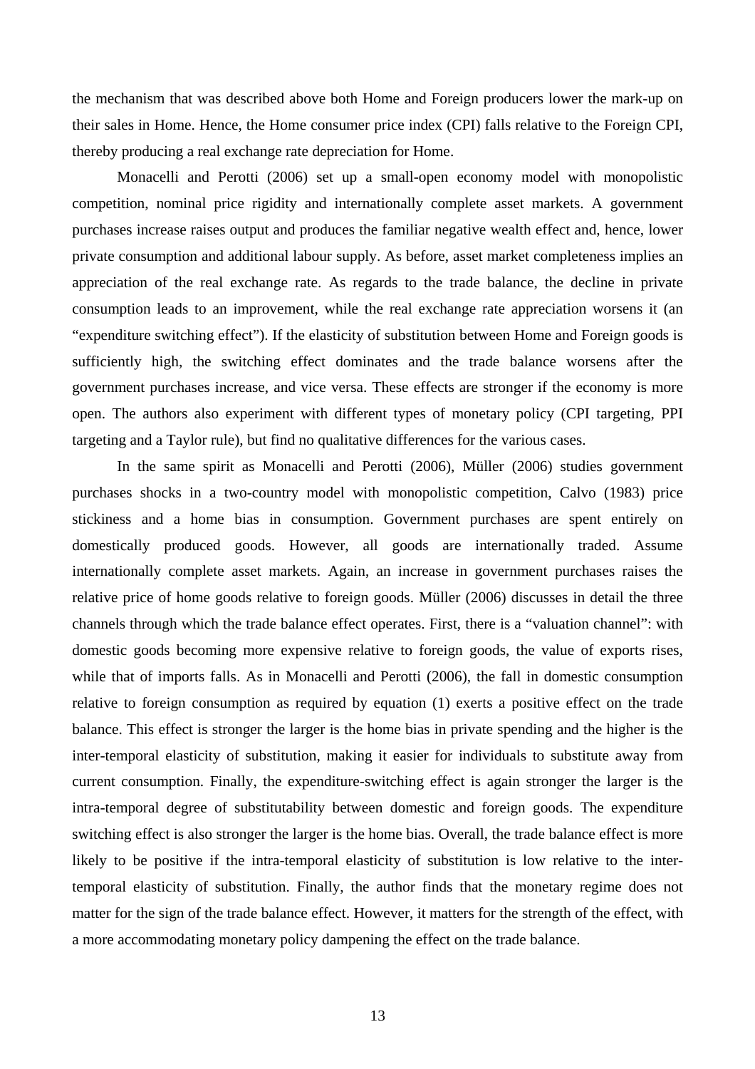the mechanism that was described above both Home and Foreign producers lower the mark-up on their sales in Home. Hence, the Home consumer price index (CPI) falls relative to the Foreign CPI, thereby producing a real exchange rate depreciation for Home.

Monacelli and Perotti (2006) set up a small-open economy model with monopolistic competition, nominal price rigidity and internationally complete asset markets. A government purchases increase raises output and produces the familiar negative wealth effect and, hence, lower private consumption and additional labour supply. As before, asset market completeness implies an appreciation of the real exchange rate. As regards to the trade balance, the decline in private consumption leads to an improvement, while the real exchange rate appreciation worsens it (an "expenditure switching effect"). If the elasticity of substitution between Home and Foreign goods is sufficiently high, the switching effect dominates and the trade balance worsens after the government purchases increase, and vice versa. These effects are stronger if the economy is more open. The authors also experiment with different types of monetary policy (CPI targeting, PPI targeting and a Taylor rule), but find no qualitative differences for the various cases.

In the same spirit as Monacelli and Perotti (2006), Müller (2006) studies government purchases shocks in a two-country model with monopolistic competition, Calvo (1983) price stickiness and a home bias in consumption. Government purchases are spent entirely on domestically produced goods. However, all goods are internationally traded. Assume internationally complete asset markets. Again, an increase in government purchases raises the relative price of home goods relative to foreign goods. Müller (2006) discusses in detail the three channels through which the trade balance effect operates. First, there is a "valuation channel": with domestic goods becoming more expensive relative to foreign goods, the value of exports rises, while that of imports falls. As in Monacelli and Perotti (2006), the fall in domestic consumption relative to foreign consumption as required by equation (1) exerts a positive effect on the trade balance. This effect is stronger the larger is the home bias in private spending and the higher is the inter-temporal elasticity of substitution, making it easier for individuals to substitute away from current consumption. Finally, the expenditure-switching effect is again stronger the larger is the intra-temporal degree of substitutability between domestic and foreign goods. The expenditure switching effect is also stronger the larger is the home bias. Overall, the trade balance effect is more likely to be positive if the intra-temporal elasticity of substitution is low relative to the inter-temporal elasticity of substitution. Finally, the author finds that the monetary regime does not matter for the sign of the trade balance effect. However, it matters for the strength of the effect, with a more accommodating monetary policy dampening the effect on the trade balance.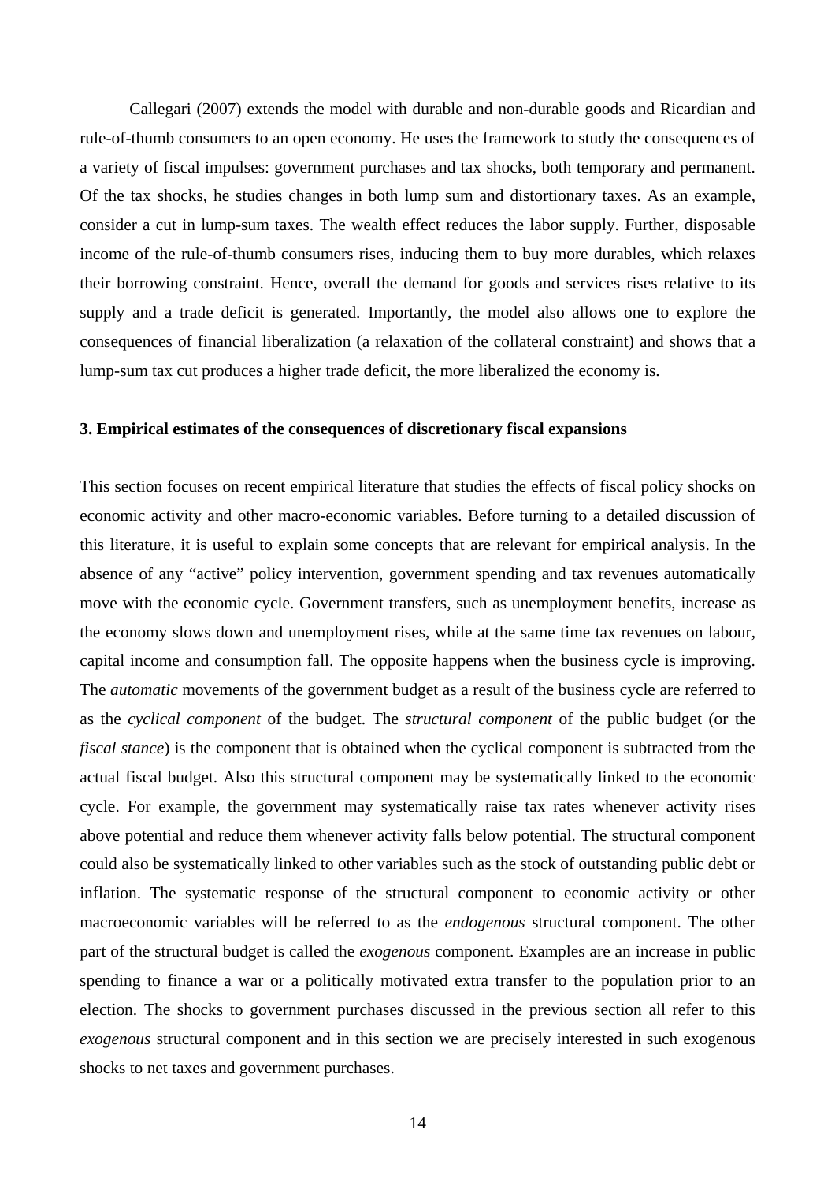Callegari (2007) extends the model with durable and non-durable goods and Ricardian and rule-of-thumb consumers to an open economy. He uses the framework to study the consequences of a variety of fiscal impulses: government purchases and tax shocks, both temporary and permanent. Of the tax shocks, he studies changes in both lump sum and distortionary taxes. As an example, consider a cut in lump-sum taxes. The wealth effect reduces the labor supply. Further, disposable income of the rule-of-thumb consumers rises, inducing them to buy more durables, which relaxes their borrowing constraint. Hence, overall the demand for goods and services rises relative to its supply and a trade deficit is generated. Importantly, the model also allows one to explore the consequences of financial liberalization (a relaxation of the collateral constraint) and shows that a lump-sum tax cut produces a higher trade deficit, the more liberalized the economy is.

## 3. Empirical estimates of the consequences of discretionary fiscal expansions

This section focuses on recent empirical literature that studies the effects of fiscal policy shocks on economic activity and other macro-economic variables. Before turning to a detailed discussion of this literature, it is useful to explain some concepts that are relevant for empirical analysis. In the absence of any "active" policy intervention, government spending and tax revenues automatically move with the economic cycle. Government transfers, such as unemployment benefits, increase as the economy slows down and unemployment rises, while at the same time tax revenues on labour, capital income and consumption fall. The opposite happens when the business cycle is improving. The *automatic* movements of the government budget as a result of the business cycle are referred to as the *cyclical component* of the budget. The *structural component* of the public budget (or the *fiscal stance*) is the component that is obtained when the cyclical component is subtracted from the actual fiscal budget. Also this structural component may be systematically linked to the economic cycle. For example, the government may systematically raise tax rates whenever activity rises above potential and reduce them whenever activity falls below potential. The structural component could also be systematically linked to other variables such as the stock of outstanding public debt or inflation. The systematic response of the structural component to economic activity or other macroeconomic variables will be referred to as the *endogenous* structural component. The other part of the structural budget is called the *exogenous* component. Examples are an increase in public spending to finance a war or a politically motivated extra transfer to the population prior to an election. The shocks to government purchases discussed in the previous section all refer to this *exogenous* structural component and in this section we are precisely interested in such exogenous shocks to net taxes and government purchases.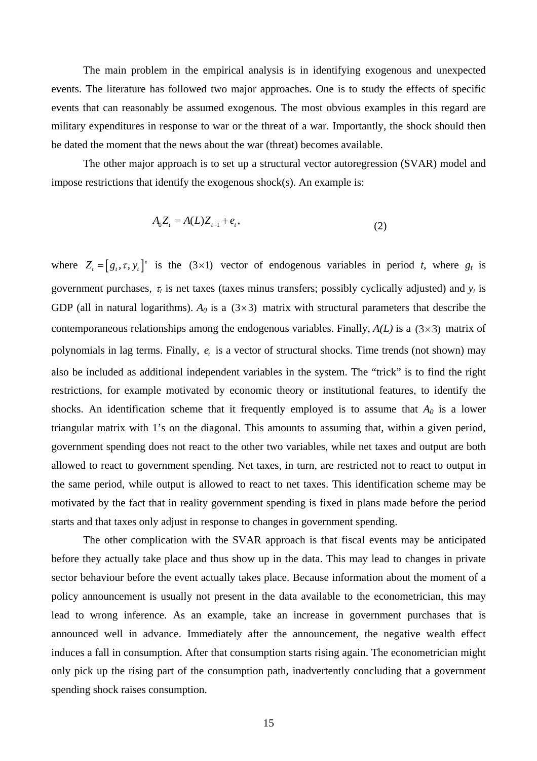The main problem in the empirical analysis is in identifying exogenous and unexpected events. The literature has followed two major approaches. One is to study the effects of specific events that can reasonably be assumed exogenous. The most obvious examples in this regard are military expenditures in response to war or the threat of a war. Importantly, the shock should then be dated the moment that the news about the war (threat) becomes available.

The other major approach is to set up a structural vector autoregression (SVAR) model and impose restrictions that identify the exogenous shock(s). An example is:

$$A_0 Z_t = A(L) Z_{t-1} + e_t, \tag{2}$$

where $Z_t = \left[ g_t, \tau, y_t \right]'$ is the $(3 \times 1)$ vector of endogenous variables in period *t*, where $g_t$ is government purchases, $\tau_t$ is net taxes (taxes minus transfers; possibly cyclically adjusted) and $y_t$ is GDP (all in natural logarithms). $A_0$ is a $(3 \times 3)$ matrix with structural parameters that describe the contemporaneous relationships among the endogenous variables. Finally, $A(L)$ is a $(3 \times 3)$ matrix of polynomials in lag terms. Finally, $e_t$ is a vector of structural shocks. Time trends (not shown) may also be included as additional independent variables in the system. The "trick" is to find the right restrictions, for example motivated by economic theory or institutional features, to identify the shocks. An identification scheme that it frequently employed is to assume that $A_0$ is a lower triangular matrix with 1's on the diagonal. This amounts to assuming that, within a given period, government spending does not react to the other two variables, while net taxes and output are both allowed to react to government spending. Net taxes, in turn, are restricted not to react to output in the same period, while output is allowed to react to net taxes. This identification scheme may be motivated by the fact that in reality government spending is fixed in plans made before the period starts and that taxes only adjust in response to changes in government spending.

The other complication with the SVAR approach is that fiscal events may be anticipated before they actually take place and thus show up in the data. This may lead to changes in private sector behaviour before the event actually takes place. Because information about the moment of a policy announcement is usually not present in the data available to the econometrician, this may lead to wrong inference. As an example, take an increase in government purchases that is announced well in advance. Immediately after the announcement, the negative wealth effect induces a fall in consumption. After that consumption starts rising again. The econometrician might only pick up the rising part of the consumption path, inadvertently concluding that a government spending shock raises consumption.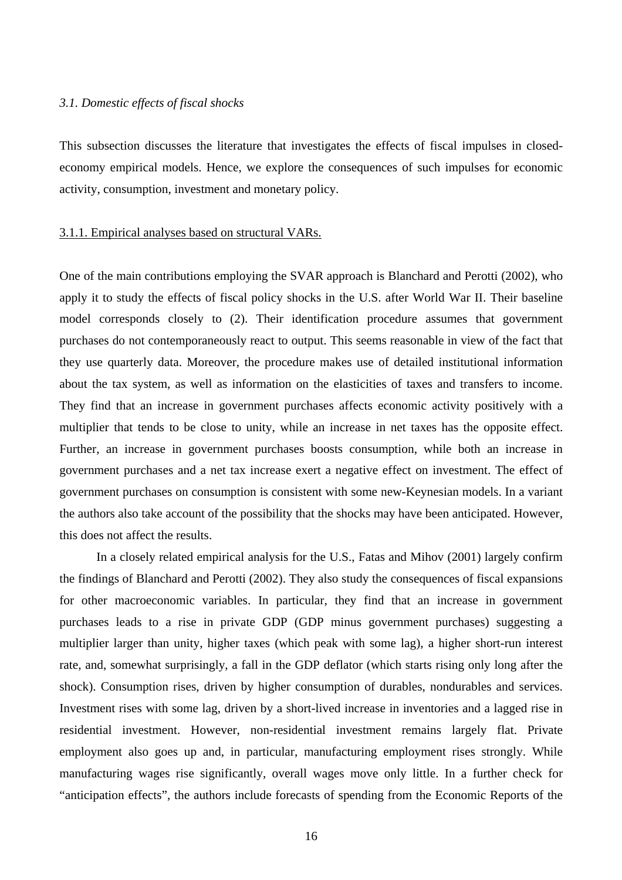### *3.1. Domestic effects of fiscal shocks*

This subsection discusses the literature that investigates the effects of fiscal impulses in closed-economy empirical models. Hence, we explore the consequences of such impulses for economic activity, consumption, investment and monetary policy.

#### 3.1.1. Empirical analyses based on structural VARs.

One of the main contributions employing the SVAR approach is Blanchard and Perotti (2002), who apply it to study the effects of fiscal policy shocks in the U.S. after World War II. Their baseline model corresponds closely to (2). Their identification procedure assumes that government purchases do not contemporaneously react to output. This seems reasonable in view of the fact that they use quarterly data. Moreover, the procedure makes use of detailed institutional information about the tax system, as well as information on the elasticities of taxes and transfers to income. They find that an increase in government purchases affects economic activity positively with a multiplier that tends to be close to unity, while an increase in net taxes has the opposite effect. Further, an increase in government purchases boosts consumption, while both an increase in government purchases and a net tax increase exert a negative effect on investment. The effect of government purchases on consumption is consistent with some new-Keynesian models. In a variant the authors also take account of the possibility that the shocks may have been anticipated. However, this does not affect the results.

In a closely related empirical analysis for the U.S., Fatas and Mihov (2001) largely confirm the findings of Blanchard and Perotti (2002). They also study the consequences of fiscal expansions for other macroeconomic variables. In particular, they find that an increase in government purchases leads to a rise in private GDP (GDP minus government purchases) suggesting a multiplier larger than unity, higher taxes (which peak with some lag), a higher short-run interest rate, and, somewhat surprisingly, a fall in the GDP deflator (which starts rising only long after the shock). Consumption rises, driven by higher consumption of durables, nondurables and services. Investment rises with some lag, driven by a short-lived increase in inventories and a lagged rise in residential investment. However, non-residential investment remains largely flat. Private employment also goes up and, in particular, manufacturing employment rises strongly. While manufacturing wages rise significantly, overall wages move only little. In a further check for "anticipation effects", the authors include forecasts of spending from the Economic Reports of the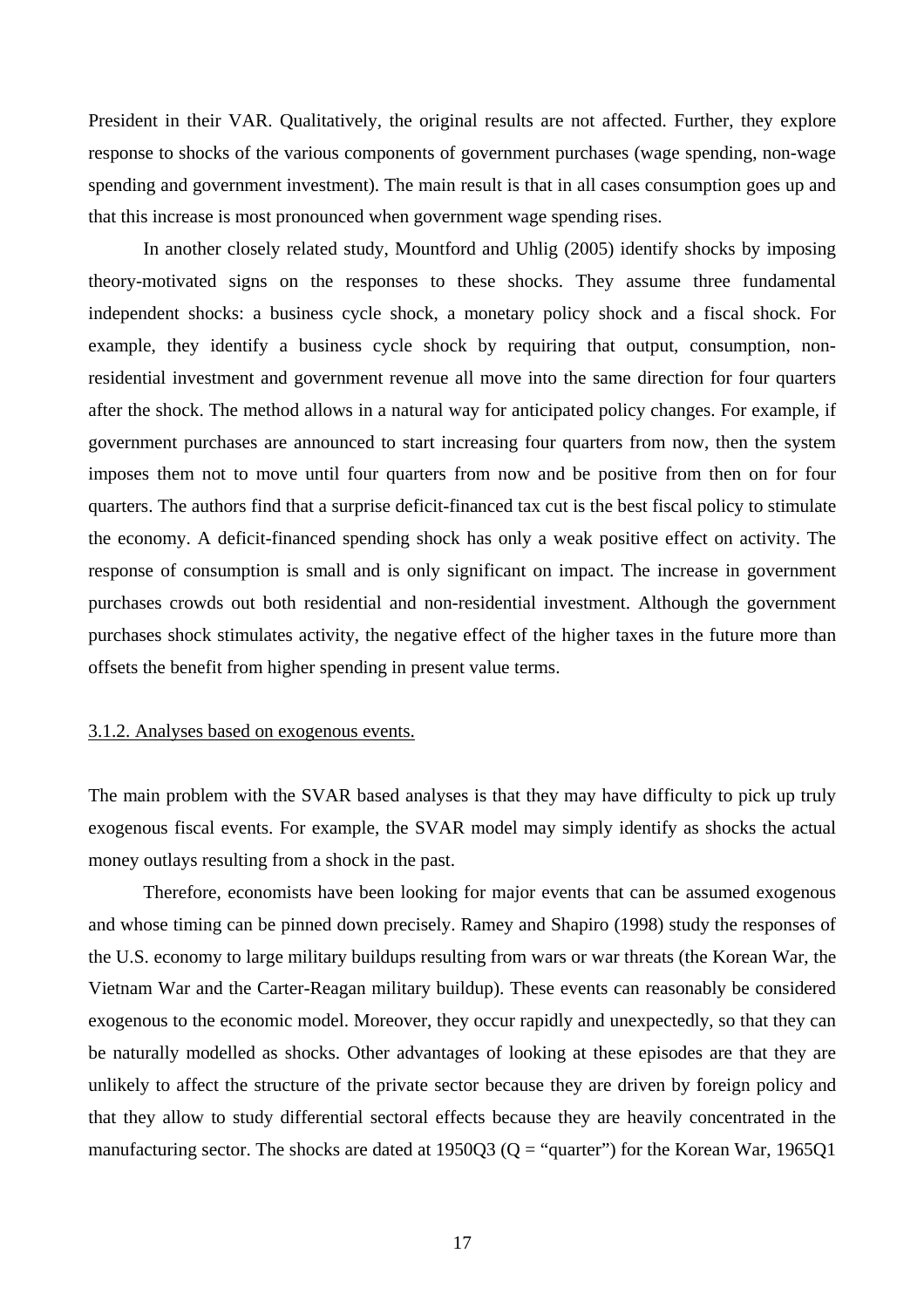President in their VAR. Qualitatively, the original results are not affected. Further, they explore response to shocks of the various components of government purchases (wage spending, non-wage spending and government investment). The main result is that in all cases consumption goes up and that this increase is most pronounced when government wage spending rises.

In another closely related study, Mountford and Uhlig (2005) identify shocks by imposing theory-motivated signs on the responses to these shocks. They assume three fundamental independent shocks: a business cycle shock, a monetary policy shock and a fiscal shock. For example, they identify a business cycle shock by requiring that output, consumption, non-residential investment and government revenue all move into the same direction for four quarters after the shock. The method allows in a natural way for anticipated policy changes. For example, if government purchases are announced to start increasing four quarters from now, then the system imposes them not to move until four quarters from now and be positive from then on for four quarters. The authors find that a surprise deficit-financed tax cut is the best fiscal policy to stimulate the economy. A deficit-financed spending shock has only a weak positive effect on activity. The response of consumption is small and is only significant on impact. The increase in government purchases crowds out both residential and non-residential investment. Although the government purchases shock stimulates activity, the negative effect of the higher taxes in the future more than offsets the benefit from higher spending in present value terms.

### 3.1.2. Analyses based on exogenous events.

The main problem with the SVAR based analyses is that they may have difficulty to pick up truly exogenous fiscal events. For example, the SVAR model may simply identify as shocks the actual money outlays resulting from a shock in the past.

Therefore, economists have been looking for major events that can be assumed exogenous and whose timing can be pinned down precisely. Ramey and Shapiro (1998) study the responses of the U.S. economy to large military buildups resulting from wars or war threats (the Korean War, the Vietnam War and the Carter-Reagan military buildup). These events can reasonably be considered exogenous to the economic model. Moreover, they occur rapidly and unexpectedly, so that they can be naturally modelled as shocks. Other advantages of looking at these episodes are that they are unlikely to affect the structure of the private sector because they are driven by foreign policy and that they allow to study differential sectoral effects because they are heavily concentrated in the manufacturing sector. The shocks are dated at 1950Q3 (Q = "quarter") for the Korean War, 1965Q1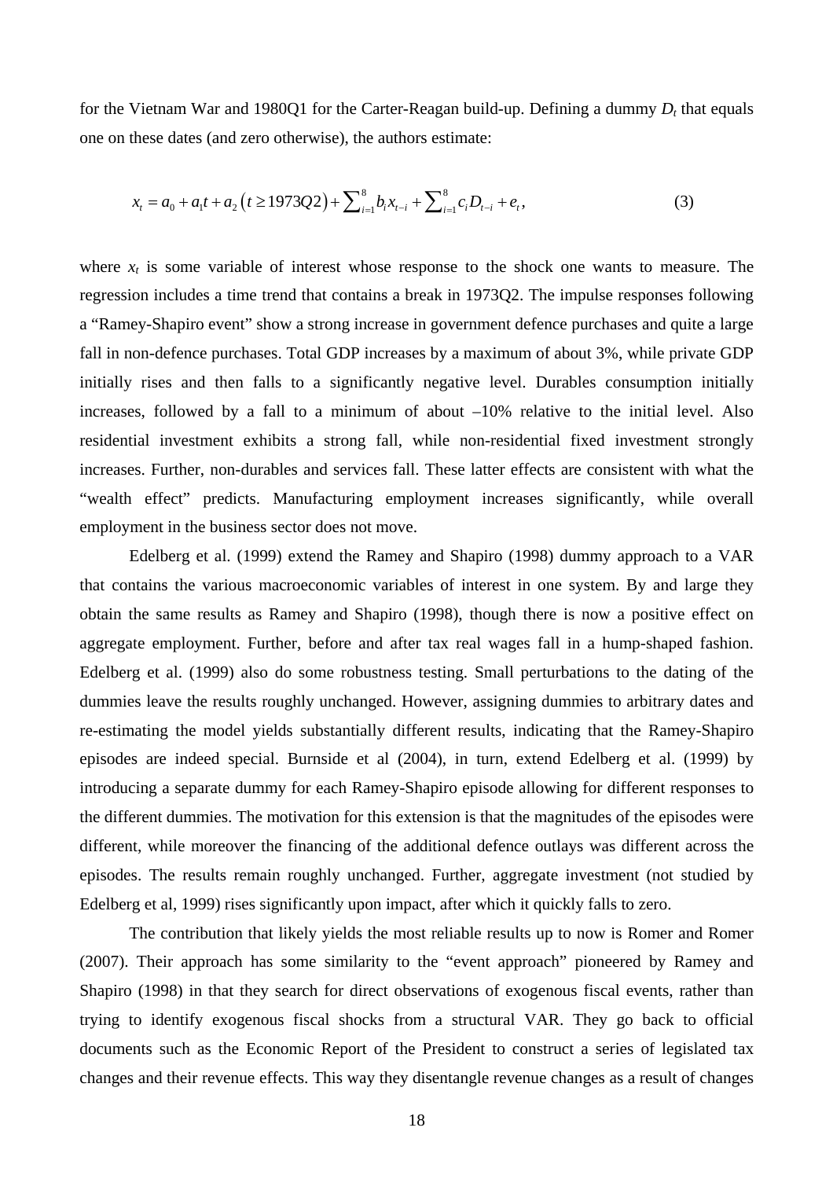for the Vietnam War and 1980Q1 for the Carter-Reagan build-up. Defining a dummy $D_t$ that equals one on these dates (and zero otherwise), the authors estimate:

$$x_t = a_0 + a_1 t + a_2 \left(t \geq 1973Q2\right) + \sum\nolimits_{i=1}^{8} b_i x_{t-i} + \sum\nolimits_{i=1}^{8} c_i D_{t-i} + e_t, \tag{3}$$

where $x_t$ is some variable of interest whose response to the shock one wants to measure. The regression includes a time trend that contains a break in 1973Q2. The impulse responses following a "Ramey-Shapiro event" show a strong increase in government defence purchases and quite a large fall in non-defence purchases. Total GDP increases by a maximum of about 3%, while private GDP initially rises and then falls to a significantly negative level. Durables consumption initially increases, followed by a fall to a minimum of about –10% relative to the initial level. Also residential investment exhibits a strong fall, while non-residential fixed investment strongly increases. Further, non-durables and services fall. These latter effects are consistent with what the "wealth effect" predicts. Manufacturing employment increases significantly, while overall employment in the business sector does not move.

Edelberg et al. (1999) extend the Ramey and Shapiro (1998) dummy approach to a VAR that contains the various macroeconomic variables of interest in one system. By and large they obtain the same results as Ramey and Shapiro (1998), though there is now a positive effect on aggregate employment. Further, before and after tax real wages fall in a hump-shaped fashion. Edelberg et al. (1999) also do some robustness testing. Small perturbations to the dating of the dummies leave the results roughly unchanged. However, assigning dummies to arbitrary dates and re-estimating the model yields substantially different results, indicating that the Ramey-Shapiro episodes are indeed special. Burnside et al (2004), in turn, extend Edelberg et al. (1999) by introducing a separate dummy for each Ramey-Shapiro episode allowing for different responses to the different dummies. The motivation for this extension is that the magnitudes of the episodes were different, while moreover the financing of the additional defence outlays was different across the episodes. The results remain roughly unchanged. Further, aggregate investment (not studied by Edelberg et al, 1999) rises significantly upon impact, after which it quickly falls to zero.

The contribution that likely yields the most reliable results up to now is Romer and Romer (2007). Their approach has some similarity to the "event approach" pioneered by Ramey and Shapiro (1998) in that they search for direct observations of exogenous fiscal events, rather than trying to identify exogenous fiscal shocks from a structural VAR. They go back to official documents such as the Economic Report of the President to construct a series of legislated tax changes and their revenue effects. This way they disentangle revenue changes as a result of changes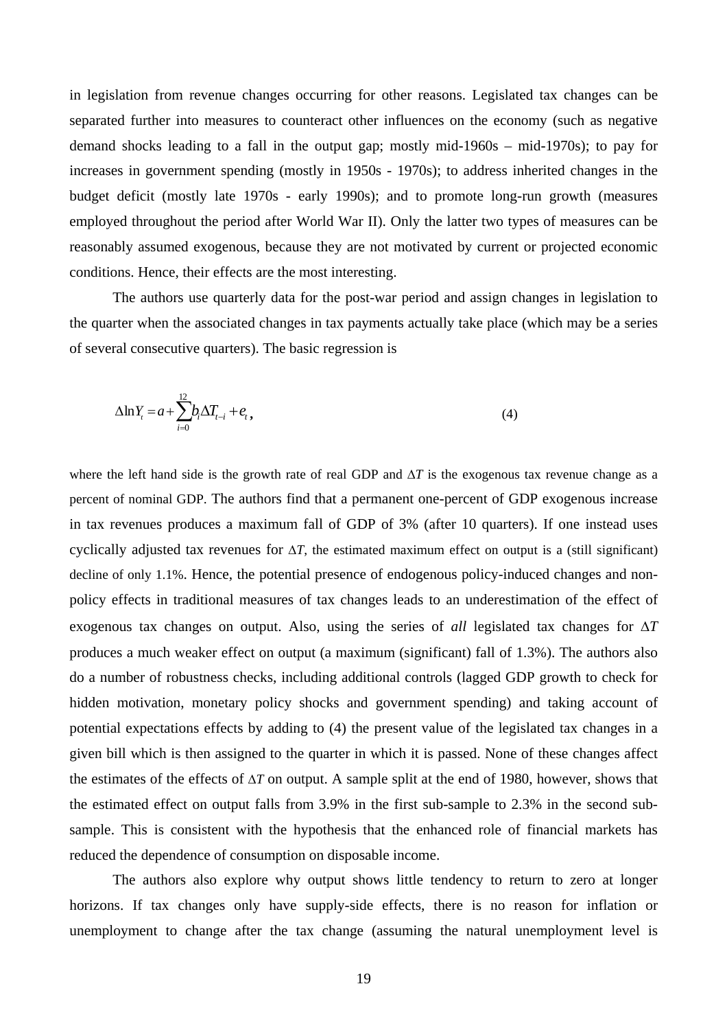in legislation from revenue changes occurring for other reasons. Legislated tax changes can be separated further into measures to counteract other influences on the economy (such as negative demand shocks leading to a fall in the output gap; mostly mid-1960s – mid-1970s); to pay for increases in government spending (mostly in 1950s - 1970s); to address inherited changes in the budget deficit (mostly late 1970s - early 1990s); and to promote long-run growth (measures employed throughout the period after World War II). Only the latter two types of measures can be reasonably assumed exogenous, because they are not motivated by current or projected economic conditions. Hence, their effects are the most interesting.

The authors use quarterly data for the post-war period and assign changes in legislation to the quarter when the associated changes in tax payments actually take place (which may be a series of several consecutive quarters). The basic regression is

$$\Delta \ln Y_t = a + \sum_{i=0}^{12} b_i \Delta T_{t-i} + e_t \,, \tag{4}$$

where the left hand side is the growth rate of real GDP and $\Delta T$ is the exogenous tax revenue change as a percent of nominal GDP. The authors find that a permanent one-percent of GDP exogenous increase in tax revenues produces a maximum fall of GDP of 3% (after 10 quarters). If one instead uses cyclically adjusted tax revenues for $\Delta T$, the estimated maximum effect on output is a (still significant) decline of only 1.1%. Hence, the potential presence of endogenous policy-induced changes and non-policy effects in traditional measures of tax changes leads to an underestimation of the effect of exogenous tax changes on output. Also, using the series of *all* legislated tax changes for $\Delta T$ produces a much weaker effect on output (a maximum (significant) fall of 1.3%). The authors also do a number of robustness checks, including additional controls (lagged GDP growth to check for hidden motivation, monetary policy shocks and government spending) and taking account of potential expectations effects by adding to (4) the present value of the legislated tax changes in a given bill which is then assigned to the quarter in which it is passed. None of these changes affect the estimates of the effects of $\Delta T$ on output. A sample split at the end of 1980, however, shows that the estimated effect on output falls from 3.9% in the first sub-sample to 2.3% in the second sub-sample. This is consistent with the hypothesis that the enhanced role of financial markets has reduced the dependence of consumption on disposable income.

The authors also explore why output shows little tendency to return to zero at longer horizons. If tax changes only have supply-side effects, there is no reason for inflation or unemployment to change after the tax change (assuming the natural unemployment level is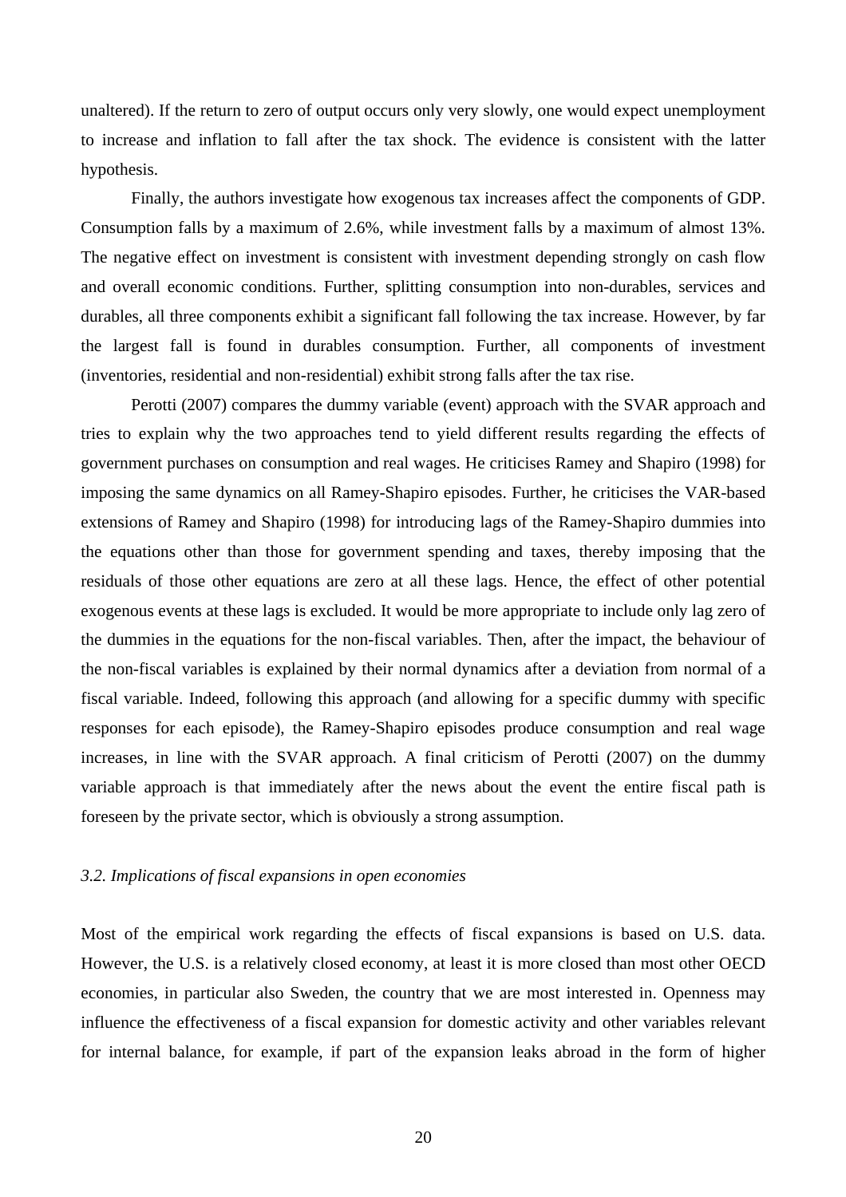unaltered). If the return to zero of output occurs only very slowly, one would expect unemployment to increase and inflation to fall after the tax shock. The evidence is consistent with the latter hypothesis.

Finally, the authors investigate how exogenous tax increases affect the components of GDP. Consumption falls by a maximum of 2.6%, while investment falls by a maximum of almost 13%. The negative effect on investment is consistent with investment depending strongly on cash flow and overall economic conditions. Further, splitting consumption into non-durables, services and durables, all three components exhibit a significant fall following the tax increase. However, by far the largest fall is found in durables consumption. Further, all components of investment (inventories, residential and non-residential) exhibit strong falls after the tax rise.

Perotti (2007) compares the dummy variable (event) approach with the SVAR approach and tries to explain why the two approaches tend to yield different results regarding the effects of government purchases on consumption and real wages. He criticises Ramey and Shapiro (1998) for imposing the same dynamics on all Ramey-Shapiro episodes. Further, he criticises the VAR-based extensions of Ramey and Shapiro (1998) for introducing lags of the Ramey-Shapiro dummies into the equations other than those for government spending and taxes, thereby imposing that the residuals of those other equations are zero at all these lags. Hence, the effect of other potential exogenous events at these lags is excluded. It would be more appropriate to include only lag zero of the dummies in the equations for the non-fiscal variables. Then, after the impact, the behaviour of the non-fiscal variables is explained by their normal dynamics after a deviation from normal of a fiscal variable. Indeed, following this approach (and allowing for a specific dummy with specific responses for each episode), the Ramey-Shapiro episodes produce consumption and real wage increases, in line with the SVAR approach. A final criticism of Perotti (2007) on the dummy variable approach is that immediately after the news about the event the entire fiscal path is foreseen by the private sector, which is obviously a strong assumption.

### *3.2. Implications of fiscal expansions in open economies*

Most of the empirical work regarding the effects of fiscal expansions is based on U.S. data. However, the U.S. is a relatively closed economy, at least it is more closed than most other OECD economies, in particular also Sweden, the country that we are most interested in. Openness may influence the effectiveness of a fiscal expansion for domestic activity and other variables relevant for internal balance, for example, if part of the expansion leaks abroad in the form of higher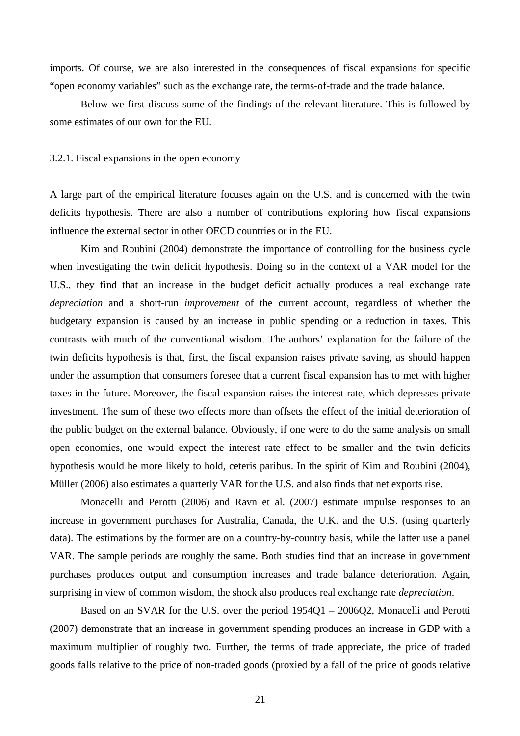imports. Of course, we are also interested in the consequences of fiscal expansions for specific "open economy variables" such as the exchange rate, the terms-of-trade and the trade balance.

Below we first discuss some of the findings of the relevant literature. This is followed by some estimates of our own for the EU.

### 3.2.1. Fiscal expansions in the open economy

A large part of the empirical literature focuses again on the U.S. and is concerned with the twin deficits hypothesis. There are also a number of contributions exploring how fiscal expansions influence the external sector in other OECD countries or in the EU.

Kim and Roubini (2004) demonstrate the importance of controlling for the business cycle when investigating the twin deficit hypothesis. Doing so in the context of a VAR model for the U.S., they find that an increase in the budget deficit actually produces a real exchange rate *depreciation* and a short-run *improvement* of the current account, regardless of whether the budgetary expansion is caused by an increase in public spending or a reduction in taxes. This contrasts with much of the conventional wisdom. The authors' explanation for the failure of the twin deficits hypothesis is that, first, the fiscal expansion raises private saving, as should happen under the assumption that consumers foresee that a current fiscal expansion has to met with higher taxes in the future. Moreover, the fiscal expansion raises the interest rate, which depresses private investment. The sum of these two effects more than offsets the effect of the initial deterioration of the public budget on the external balance. Obviously, if one were to do the same analysis on small open economies, one would expect the interest rate effect to be smaller and the twin deficits hypothesis would be more likely to hold, ceteris paribus. In the spirit of Kim and Roubini (2004), Müller (2006) also estimates a quarterly VAR for the U.S. and also finds that net exports rise.

Monacelli and Perotti (2006) and Ravn et al. (2007) estimate impulse responses to an increase in government purchases for Australia, Canada, the U.K. and the U.S. (using quarterly data). The estimations by the former are on a country-by-country basis, while the latter use a panel VAR. The sample periods are roughly the same. Both studies find that an increase in government purchases produces output and consumption increases and trade balance deterioration. Again, surprising in view of common wisdom, the shock also produces real exchange rate *depreciation*.

Based on an SVAR for the U.S. over the period 1954Q1 – 2006Q2, Monacelli and Perotti (2007) demonstrate that an increase in government spending produces an increase in GDP with a maximum multiplier of roughly two. Further, the terms of trade appreciate, the price of traded goods falls relative to the price of non-traded goods (proxied by a fall of the price of goods relative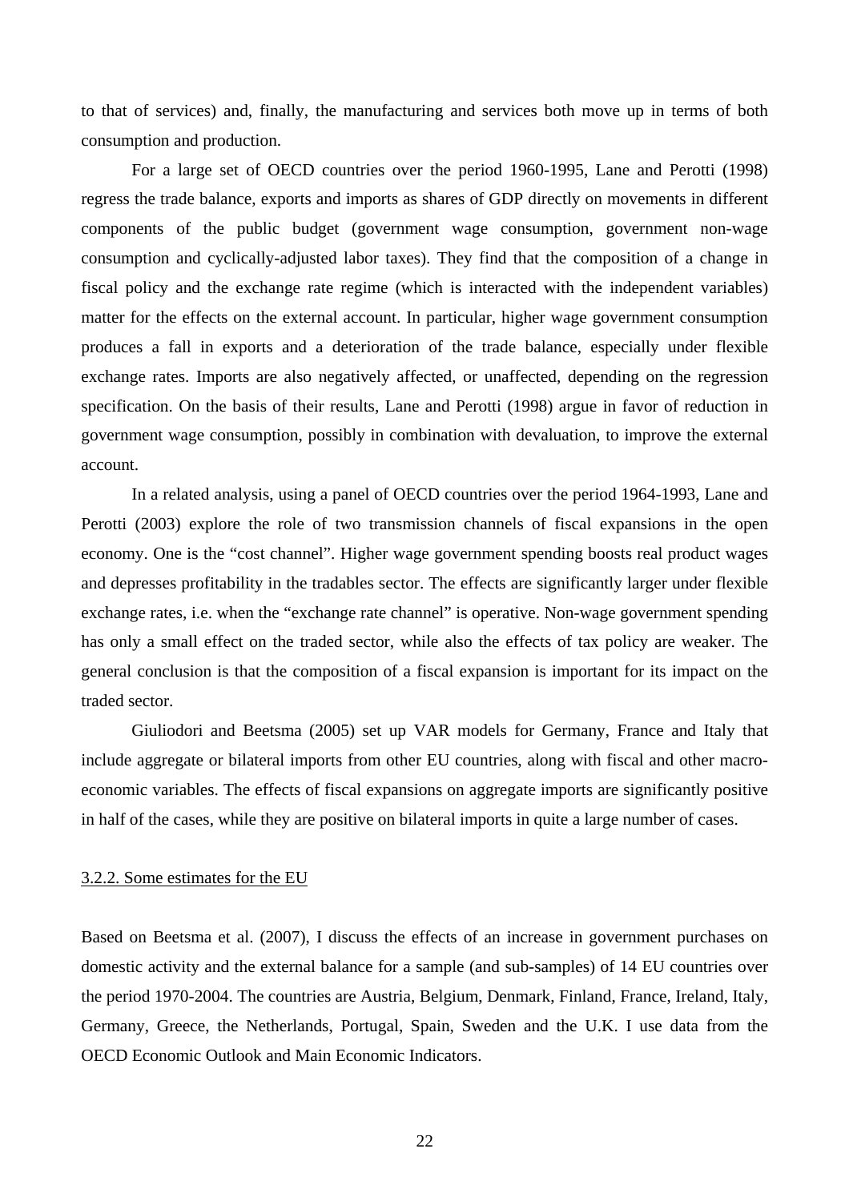to that of services) and, finally, the manufacturing and services both move up in terms of both consumption and production.

For a large set of OECD countries over the period 1960-1995, Lane and Perotti (1998) regress the trade balance, exports and imports as shares of GDP directly on movements in different components of the public budget (government wage consumption, government non-wage consumption and cyclically-adjusted labor taxes). They find that the composition of a change in fiscal policy and the exchange rate regime (which is interacted with the independent variables) matter for the effects on the external account. In particular, higher wage government consumption produces a fall in exports and a deterioration of the trade balance, especially under flexible exchange rates. Imports are also negatively affected, or unaffected, depending on the regression specification. On the basis of their results, Lane and Perotti (1998) argue in favor of reduction in government wage consumption, possibly in combination with devaluation, to improve the external account.

In a related analysis, using a panel of OECD countries over the period 1964-1993, Lane and Perotti (2003) explore the role of two transmission channels of fiscal expansions in the open economy. One is the "cost channel". Higher wage government spending boosts real product wages and depresses profitability in the tradables sector. The effects are significantly larger under flexible exchange rates, i.e. when the "exchange rate channel" is operative. Non-wage government spending has only a small effect on the traded sector, while also the effects of tax policy are weaker. The general conclusion is that the composition of a fiscal expansion is important for its impact on the traded sector.

Giuliodori and Beetsma (2005) set up VAR models for Germany, France and Italy that include aggregate or bilateral imports from other EU countries, along with fiscal and other macro-economic variables. The effects of fiscal expansions on aggregate imports are significantly positive in half of the cases, while they are positive on bilateral imports in quite a large number of cases.

### 3.2.2. Some estimates for the EU

Based on Beetsma et al. (2007), I discuss the effects of an increase in government purchases on domestic activity and the external balance for a sample (and sub-samples) of 14 EU countries over the period 1970-2004. The countries are Austria, Belgium, Denmark, Finland, France, Ireland, Italy, Germany, Greece, the Netherlands, Portugal, Spain, Sweden and the U.K. I use data from the OECD Economic Outlook and Main Economic Indicators.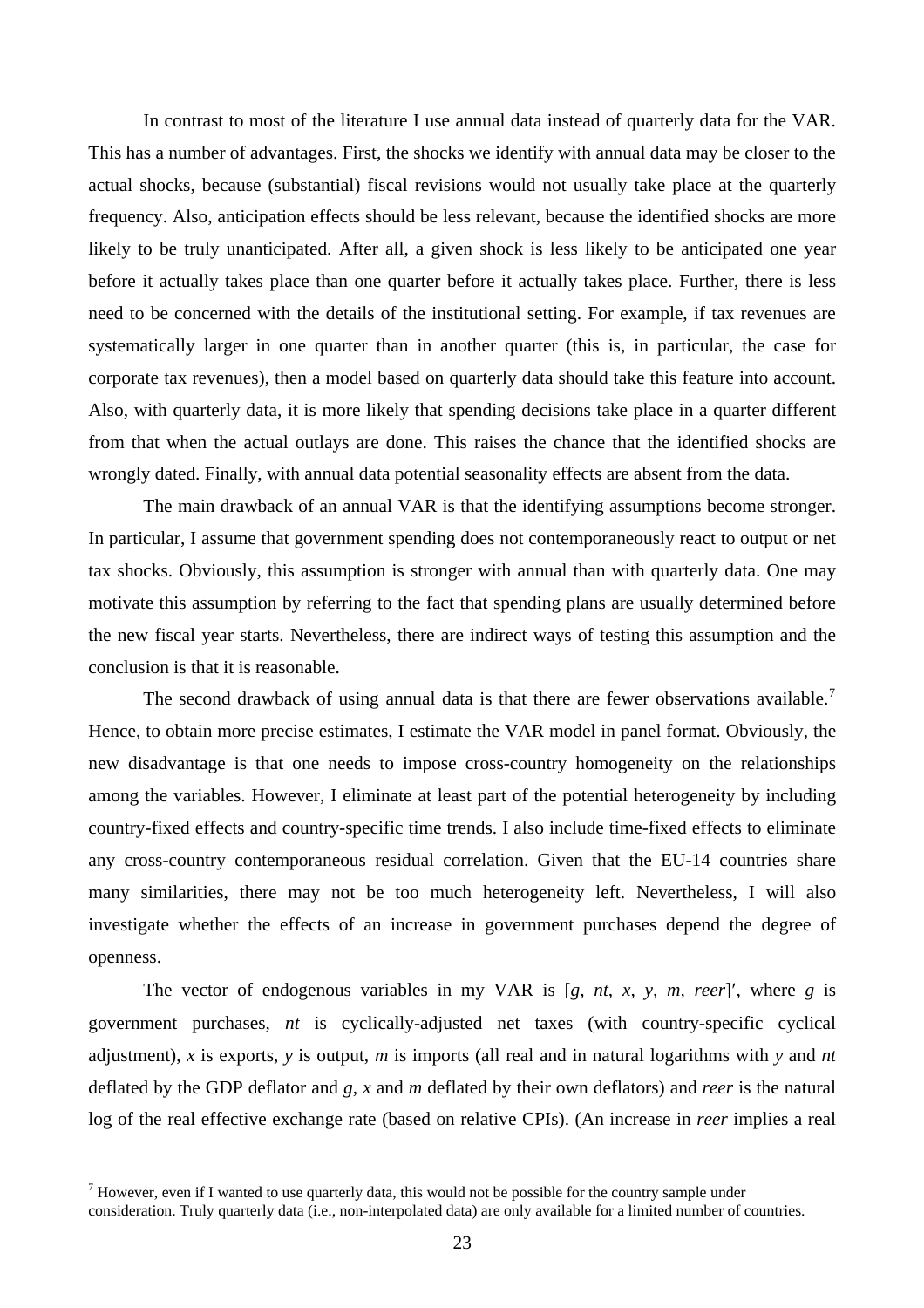In contrast to most of the literature I use annual data instead of quarterly data for the VAR. This has a number of advantages. First, the shocks we identify with annual data may be closer to the actual shocks, because (substantial) fiscal revisions would not usually take place at the quarterly frequency. Also, anticipation effects should be less relevant, because the identified shocks are more likely to be truly unanticipated. After all, a given shock is less likely to be anticipated one year before it actually takes place than one quarter before it actually takes place. Further, there is less need to be concerned with the details of the institutional setting. For example, if tax revenues are systematically larger in one quarter than in another quarter (this is, in particular, the case for corporate tax revenues), then a model based on quarterly data should take this feature into account. Also, with quarterly data, it is more likely that spending decisions take place in a quarter different from that when the actual outlays are done. This raises the chance that the identified shocks are wrongly dated. Finally, with annual data potential seasonality effects are absent from the data.

The main drawback of an annual VAR is that the identifying assumptions become stronger. In particular, I assume that government spending does not contemporaneously react to output or net tax shocks. Obviously, this assumption is stronger with annual than with quarterly data. One may motivate this assumption by referring to the fact that spending plans are usually determined before the new fiscal year starts. Nevertheless, there are indirect ways of testing this assumption and the conclusion is that it is reasonable.

The second drawback of using annual data is that there are fewer observations available.[7] Hence, to obtain more precise estimates, I estimate the VAR model in panel format. Obviously, the new disadvantage is that one needs to impose cross-country homogeneity on the relationships among the variables. However, I eliminate at least part of the potential heterogeneity by including country-fixed effects and country-specific time trends. I also include time-fixed effects to eliminate any cross-country contemporaneous residual correlation. Given that the EU-14 countries share many similarities, there may not be too much heterogeneity left. Nevertheless, I will also investigate whether the effects of an increase in government purchases depend the degree of openness.

The vector of endogenous variables in my VAR is $[g, nt, x, y, m, reer]'$, where $g$ is government purchases, $nt$ is cyclically-adjusted net taxes (with country-specific cyclical adjustment), $x$ is exports, $y$ is output, $m$ is imports (all real and in natural logarithms with $y$ and $nt$ deflated by the GDP deflator and $g$, $x$ and $m$ deflated by their own deflators) and $reer$ is the natural log of the real effective exchange rate (based on relative CPIs). (An increase in $reer$ implies a real

[7] However, even if I wanted to use quarterly data, this would not be possible for the country sample under consideration. Truly quarterly data (i.e., non-interpolated data) are only available for a limited number of countries.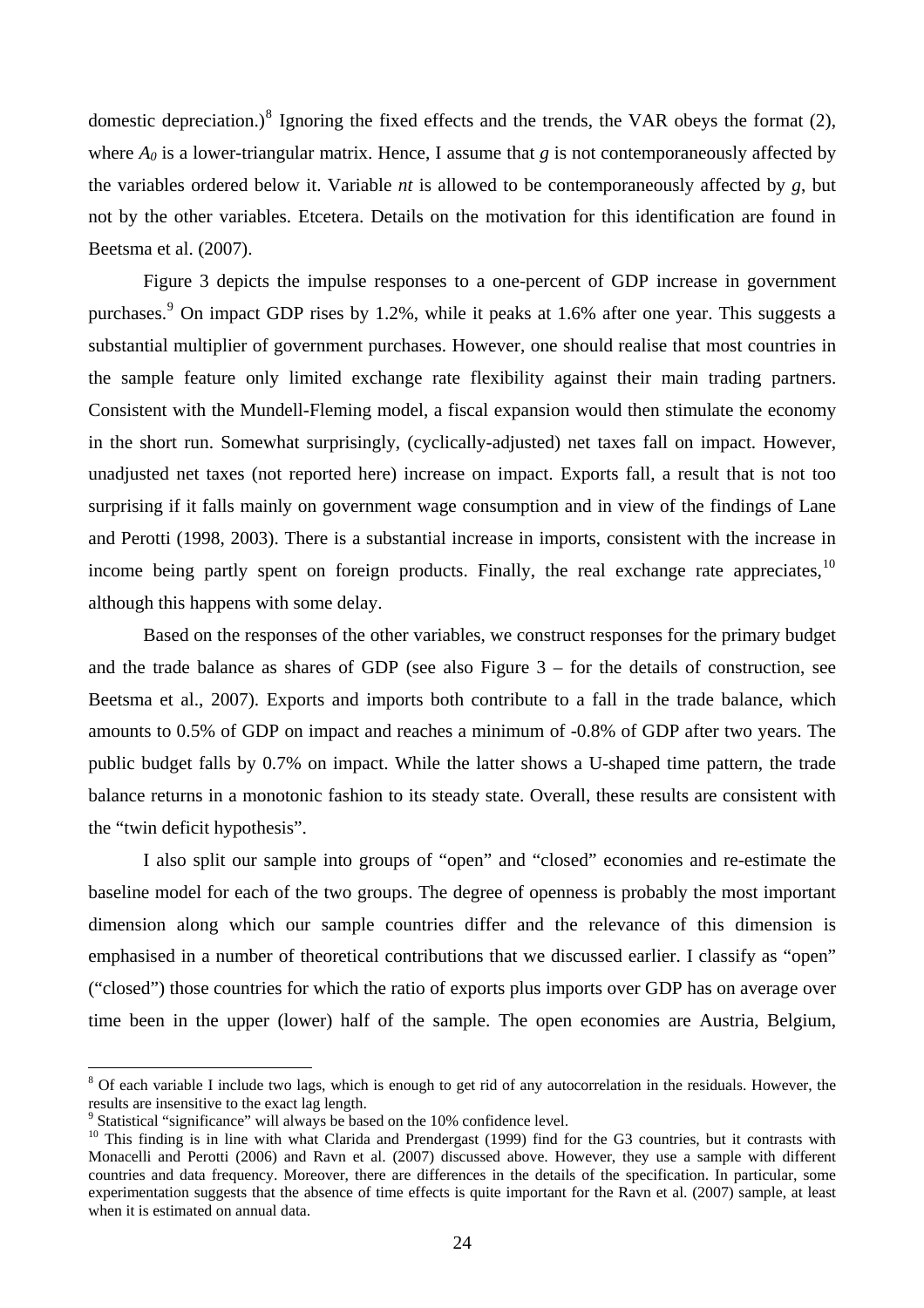domestic depreciation.)[8] Ignoring the fixed effects and the trends, the VAR obeys the format (2), where $A_0$ is a lower-triangular matrix. Hence, I assume that $g$ is not contemporaneously affected by the variables ordered below it. Variable $nt$ is allowed to be contemporaneously affected by $g$, but not by the other variables. Etcetera. Details on the motivation for this identification are found in Beetsma et al. (2007).

Figure 3 depicts the impulse responses to a one-percent of GDP increase in government purchases.[9] On impact GDP rises by 1.2%, while it peaks at 1.6% after one year. This suggests a substantial multiplier of government purchases. However, one should realise that most countries in the sample feature only limited exchange rate flexibility against their main trading partners. Consistent with the Mundell-Fleming model, a fiscal expansion would then stimulate the economy in the short run. Somewhat surprisingly, (cyclically-adjusted) net taxes fall on impact. However, unadjusted net taxes (not reported here) increase on impact. Exports fall, a result that is not too surprising if it falls mainly on government wage consumption and in view of the findings of Lane and Perotti (1998, 2003). There is a substantial increase in imports, consistent with the increase in income being partly spent on foreign products. Finally, the real exchange rate appreciates,[10] although this happens with some delay.

Based on the responses of the other variables, we construct responses for the primary budget and the trade balance as shares of GDP (see also Figure 3 – for the details of construction, see Beetsma et al., 2007). Exports and imports both contribute to a fall in the trade balance, which amounts to 0.5% of GDP on impact and reaches a minimum of -0.8% of GDP after two years. The public budget falls by 0.7% on impact. While the latter shows a U-shaped time pattern, the trade balance returns in a monotonic fashion to its steady state. Overall, these results are consistent with the "twin deficit hypothesis".

I also split our sample into groups of "open" and "closed" economies and re-estimate the baseline model for each of the two groups. The degree of openness is probably the most important dimension along which our sample countries differ and the relevance of this dimension is emphasised in a number of theoretical contributions that we discussed earlier. I classify as "open" ("closed") those countries for which the ratio of exports plus imports over GDP has on average over time been in the upper (lower) half of the sample. The open economies are Austria, Belgium,

---

[8] Of each variable I include two lags, which is enough to get rid of any autocorrelation in the residuals. However, the results are insensitive to the exact lag length.

[9] Statistical "significance" will always be based on the 10% confidence level.

[10] This finding is in line with what Clarida and Prendergast (1999) find for the G3 countries, but it contrasts with Monacelli and Perotti (2006) and Ravn et al. (2007) discussed above. However, they use a sample with different countries and data frequency. Moreover, there are differences in the details of the specification. In particular, some experimentation suggests that the absence of time effects is quite important for the Ravn et al. (2007) sample, at least when it is estimated on annual data.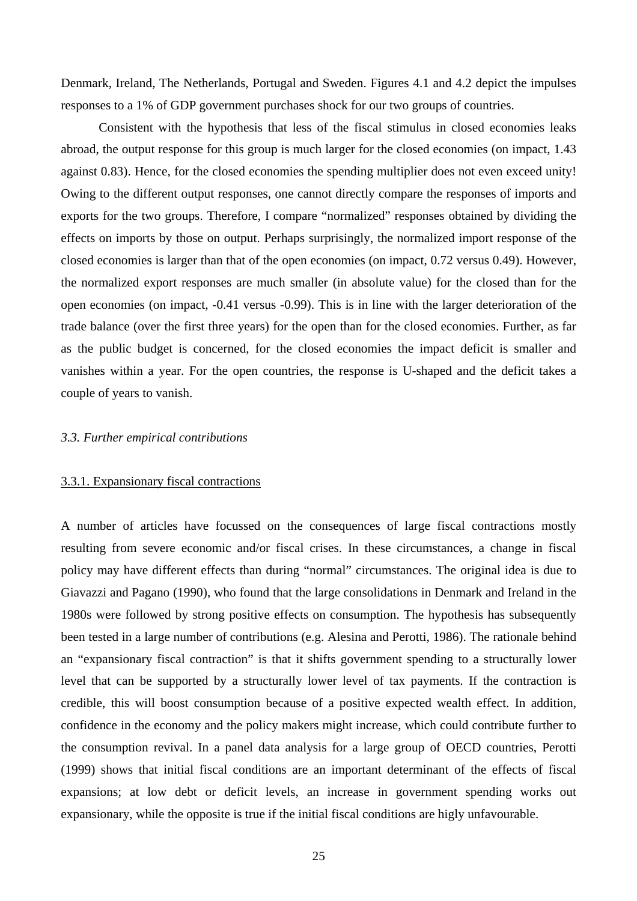Denmark, Ireland, The Netherlands, Portugal and Sweden. Figures 4.1 and 4.2 depict the impulses responses to a 1% of GDP government purchases shock for our two groups of countries.

Consistent with the hypothesis that less of the fiscal stimulus in closed economies leaks abroad, the output response for this group is much larger for the closed economies (on impact, 1.43 against 0.83). Hence, for the closed economies the spending multiplier does not even exceed unity! Owing to the different output responses, one cannot directly compare the responses of imports and exports for the two groups. Therefore, I compare "normalized" responses obtained by dividing the effects on imports by those on output. Perhaps surprisingly, the normalized import response of the closed economies is larger than that of the open economies (on impact, 0.72 versus 0.49). However, the normalized export responses are much smaller (in absolute value) for the closed than for the open economies (on impact, -0.41 versus -0.99). This is in line with the larger deterioration of the trade balance (over the first three years) for the open than for the closed economies. Further, as far as the public budget is concerned, for the closed economies the impact deficit is smaller and vanishes within a year. For the open countries, the response is U-shaped and the deficit takes a couple of years to vanish.

### *3.3. Further empirical contributions*

#### 3.3.1. Expansionary fiscal contractions

A number of articles have focussed on the consequences of large fiscal contractions mostly resulting from severe economic and/or fiscal crises. In these circumstances, a change in fiscal policy may have different effects than during "normal" circumstances. The original idea is due to Giavazzi and Pagano (1990), who found that the large consolidations in Denmark and Ireland in the 1980s were followed by strong positive effects on consumption. The hypothesis has subsequently been tested in a large number of contributions (e.g. Alesina and Perotti, 1986). The rationale behind an "expansionary fiscal contraction" is that it shifts government spending to a structurally lower level that can be supported by a structurally lower level of tax payments. If the contraction is credible, this will boost consumption because of a positive expected wealth effect. In addition, confidence in the economy and the policy makers might increase, which could contribute further to the consumption revival. In a panel data analysis for a large group of OECD countries, Perotti (1999) shows that initial fiscal conditions are an important determinant of the effects of fiscal expansions; at low debt or deficit levels, an increase in government spending works out expansionary, while the opposite is true if the initial fiscal conditions are higly unfavourable.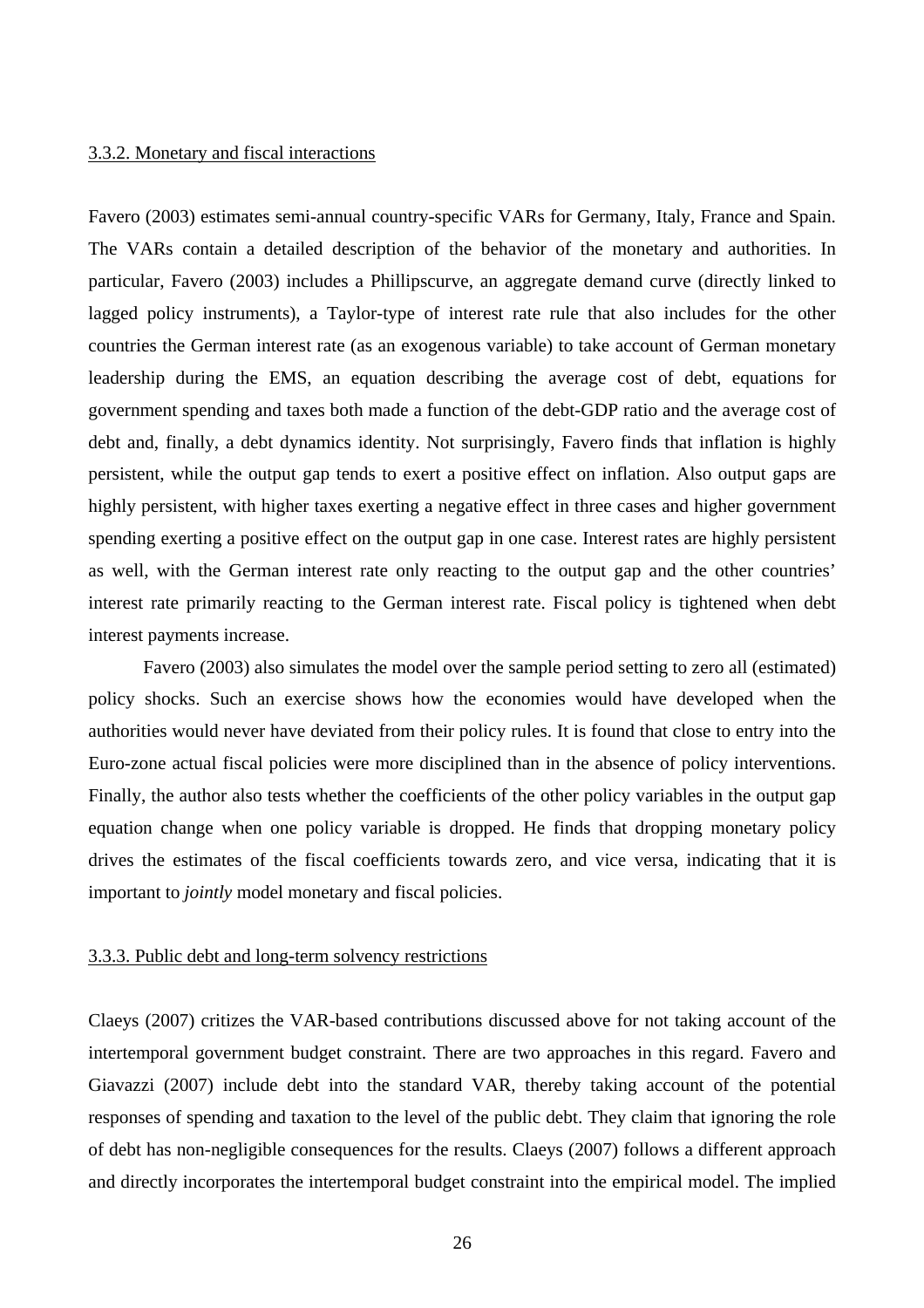3.3.2. Monetary and fiscal interactions

Favero (2003) estimates semi-annual country-specific VARs for Germany, Italy, France and Spain. The VARs contain a detailed description of the behavior of the monetary and authorities. In particular, Favero (2003) includes a Phillipscurve, an aggregate demand curve (directly linked to lagged policy instruments), a Taylor-type of interest rate rule that also includes for the other countries the German interest rate (as an exogenous variable) to take account of German monetary leadership during the EMS, an equation describing the average cost of debt, equations for government spending and taxes both made a function of the debt-GDP ratio and the average cost of debt and, finally, a debt dynamics identity. Not surprisingly, Favero finds that inflation is highly persistent, while the output gap tends to exert a positive effect on inflation. Also output gaps are highly persistent, with higher taxes exerting a negative effect in three cases and higher government spending exerting a positive effect on the output gap in one case. Interest rates are highly persistent as well, with the German interest rate only reacting to the output gap and the other countries' interest rate primarily reacting to the German interest rate. Fiscal policy is tightened when debt interest payments increase.

Favero (2003) also simulates the model over the sample period setting to zero all (estimated) policy shocks. Such an exercise shows how the economies would have developed when the authorities would never have deviated from their policy rules. It is found that close to entry into the Euro-zone actual fiscal policies were more disciplined than in the absence of policy interventions. Finally, the author also tests whether the coefficients of the other policy variables in the output gap equation change when one policy variable is dropped. He finds that dropping monetary policy drives the estimates of the fiscal coefficients towards zero, and vice versa, indicating that it is important to *jointly* model monetary and fiscal policies.

3.3.3. Public debt and long-term solvency restrictions

Claeys (2007) critizes the VAR-based contributions discussed above for not taking account of the intertemporal government budget constraint. There are two approaches in this regard. Favero and Giavazzi (2007) include debt into the standard VAR, thereby taking account of the potential responses of spending and taxation to the level of the public debt. They claim that ignoring the role of debt has non-negligible consequences for the results. Claeys (2007) follows a different approach and directly incorporates the intertemporal budget constraint into the empirical model. The implied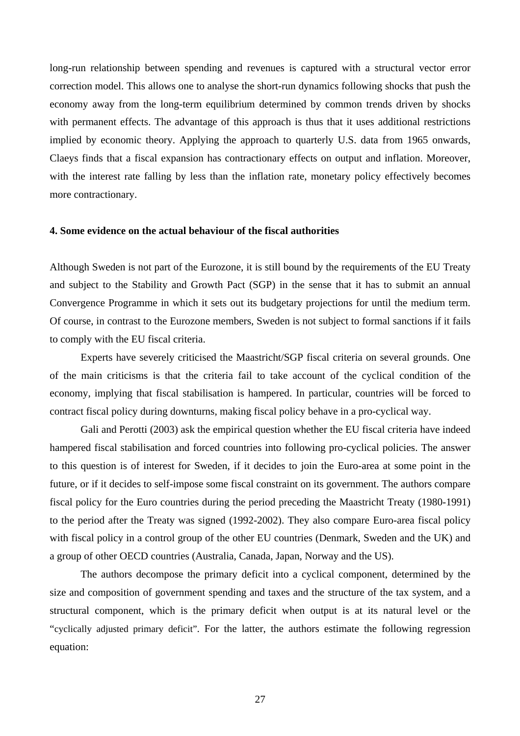long-run relationship between spending and revenues is captured with a structural vector error correction model. This allows one to analyse the short-run dynamics following shocks that push the economy away from the long-term equilibrium determined by common trends driven by shocks with permanent effects. The advantage of this approach is thus that it uses additional restrictions implied by economic theory. Applying the approach to quarterly U.S. data from 1965 onwards, Claeys finds that a fiscal expansion has contractionary effects on output and inflation. Moreover, with the interest rate falling by less than the inflation rate, monetary policy effectively becomes more contractionary.

**4. Some evidence on the actual behaviour of the fiscal authorities**

Although Sweden is not part of the Eurozone, it is still bound by the requirements of the EU Treaty and subject to the Stability and Growth Pact (SGP) in the sense that it has to submit an annual Convergence Programme in which it sets out its budgetary projections for until the medium term. Of course, in contrast to the Eurozone members, Sweden is not subject to formal sanctions if it fails to comply with the EU fiscal criteria.

Experts have severely criticised the Maastricht/SGP fiscal criteria on several grounds. One of the main criticisms is that the criteria fail to take account of the cyclical condition of the economy, implying that fiscal stabilisation is hampered. In particular, countries will be forced to contract fiscal policy during downturns, making fiscal policy behave in a pro-cyclical way.

Gali and Perotti (2003) ask the empirical question whether the EU fiscal criteria have indeed hampered fiscal stabilisation and forced countries into following pro-cyclical policies. The answer to this question is of interest for Sweden, if it decides to join the Euro-area at some point in the future, or if it decides to self-impose some fiscal constraint on its government. The authors compare fiscal policy for the Euro countries during the period preceding the Maastricht Treaty (1980-1991) to the period after the Treaty was signed (1992-2002). They also compare Euro-area fiscal policy with fiscal policy in a control group of the other EU countries (Denmark, Sweden and the UK) and a group of other OECD countries (Australia, Canada, Japan, Norway and the US).

The authors decompose the primary deficit into a cyclical component, determined by the size and composition of government spending and taxes and the structure of the tax system, and a structural component, which is the primary deficit when output is at its natural level or the "cyclically adjusted primary deficit". For the latter, the authors estimate the following regression equation: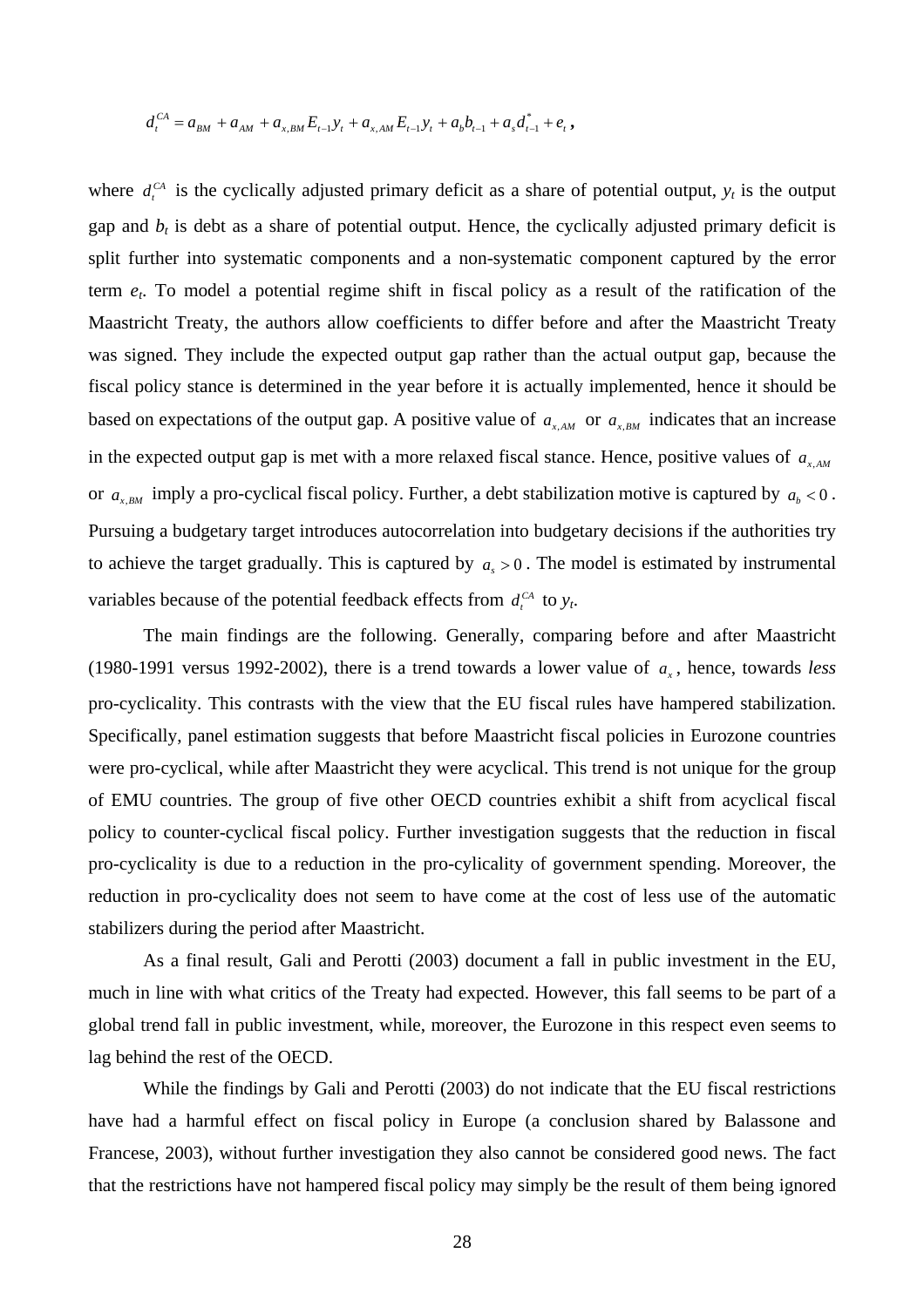$$d_t^{CA} = a_{BM} + a_{AM} + a_{x,BM} E_{t-1} y_t + a_{x,AM} E_{t-1} y_t + a_b b_{t-1} + a_s d_{t-1}^* + e_t \text{ ,}$$

where $d_t^{CA}$ is the cyclically adjusted primary deficit as a share of potential output, $y_t$ is the output gap and $b_t$ is debt as a share of potential output. Hence, the cyclically adjusted primary deficit is split further into systematic components and a non-systematic component captured by the error term $e_t$. To model a potential regime shift in fiscal policy as a result of the ratification of the Maastricht Treaty, the authors allow coefficients to differ before and after the Maastricht Treaty was signed. They include the expected output gap rather than the actual output gap, because the fiscal policy stance is determined in the year before it is actually implemented, hence it should be based on expectations of the output gap. A positive value of $a_{x,AM}$ or $a_{x,BM}$ indicates that an increase in the expected output gap is met with a more relaxed fiscal stance. Hence, positive values of $a_{x,AM}$ or $a_{x,BM}$ imply a pro-cyclical fiscal policy. Further, a debt stabilization motive is captured by $a_b < 0$. Pursuing a budgetary target introduces autocorrelation into budgetary decisions if the authorities try to achieve the target gradually. This is captured by $a_s > 0$. The model is estimated by instrumental variables because of the potential feedback effects from $d_t^{CA}$ to $y_t$.

The main findings are the following. Generally, comparing before and after Maastricht (1980-1991 versus 1992-2002), there is a trend towards a lower value of $a_x$, hence, towards *less* pro-cyclicality. This contrasts with the view that the EU fiscal rules have hampered stabilization. Specifically, panel estimation suggests that before Maastricht fiscal policies in Eurozone countries were pro-cyclical, while after Maastricht they were acyclical. This trend is not unique for the group of EMU countries. The group of five other OECD countries exhibit a shift from acyclical fiscal policy to counter-cyclical fiscal policy. Further investigation suggests that the reduction in fiscal pro-cyclicality is due to a reduction in the pro-cylicality of government spending. Moreover, the reduction in pro-cyclicality does not seem to have come at the cost of less use of the automatic stabilizers during the period after Maastricht.

As a final result, Gali and Perotti (2003) document a fall in public investment in the EU, much in line with what critics of the Treaty had expected. However, this fall seems to be part of a global trend fall in public investment, while, moreover, the Eurozone in this respect even seems to lag behind the rest of the OECD.

While the findings by Gali and Perotti (2003) do not indicate that the EU fiscal restrictions have had a harmful effect on fiscal policy in Europe (a conclusion shared by Balassone and Francese, 2003), without further investigation they also cannot be considered good news. The fact that the restrictions have not hampered fiscal policy may simply be the result of them being ignored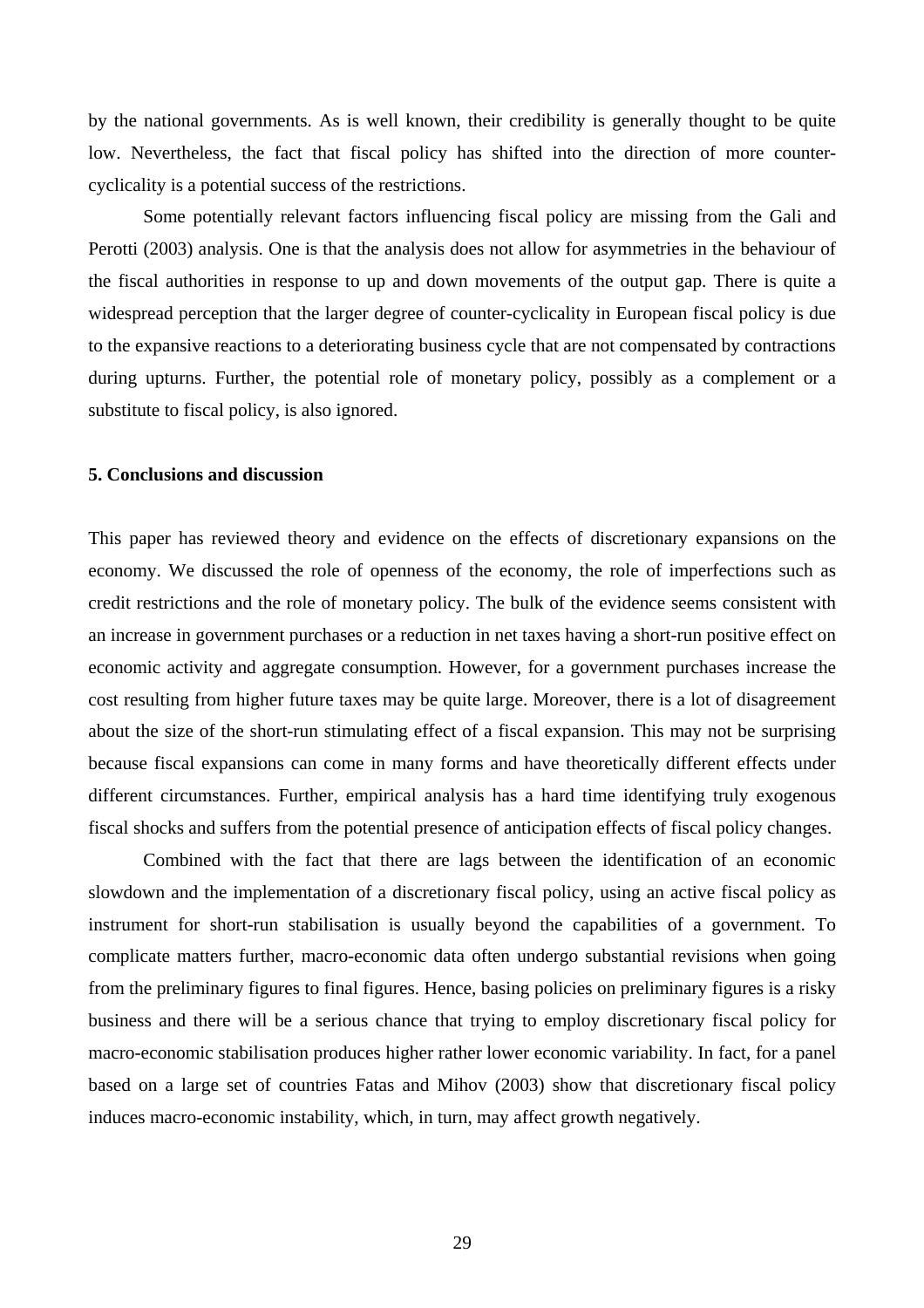by the national governments. As is well known, their credibility is generally thought to be quite low. Nevertheless, the fact that fiscal policy has shifted into the direction of more counter-cyclicality is a potential success of the restrictions.

Some potentially relevant factors influencing fiscal policy are missing from the Gali and Perotti (2003) analysis. One is that the analysis does not allow for asymmetries in the behaviour of the fiscal authorities in response to up and down movements of the output gap. There is quite a widespread perception that the larger degree of counter-cyclicality in European fiscal policy is due to the expansive reactions to a deteriorating business cycle that are not compensated by contractions during upturns. Further, the potential role of monetary policy, possibly as a complement or a substitute to fiscal policy, is also ignored.

## 5. Conclusions and discussion

This paper has reviewed theory and evidence on the effects of discretionary expansions on the economy. We discussed the role of openness of the economy, the role of imperfections such as credit restrictions and the role of monetary policy. The bulk of the evidence seems consistent with an increase in government purchases or a reduction in net taxes having a short-run positive effect on economic activity and aggregate consumption. However, for a government purchases increase the cost resulting from higher future taxes may be quite large. Moreover, there is a lot of disagreement about the size of the short-run stimulating effect of a fiscal expansion. This may not be surprising because fiscal expansions can come in many forms and have theoretically different effects under different circumstances. Further, empirical analysis has a hard time identifying truly exogenous fiscal shocks and suffers from the potential presence of anticipation effects of fiscal policy changes.

Combined with the fact that there are lags between the identification of an economic slowdown and the implementation of a discretionary fiscal policy, using an active fiscal policy as instrument for short-run stabilisation is usually beyond the capabilities of a government. To complicate matters further, macro-economic data often undergo substantial revisions when going from the preliminary figures to final figures. Hence, basing policies on preliminary figures is a risky business and there will be a serious chance that trying to employ discretionary fiscal policy for macro-economic stabilisation produces higher rather lower economic variability. In fact, for a panel based on a large set of countries Fatas and Mihov (2003) show that discretionary fiscal policy induces macro-economic instability, which, in turn, may affect growth negatively.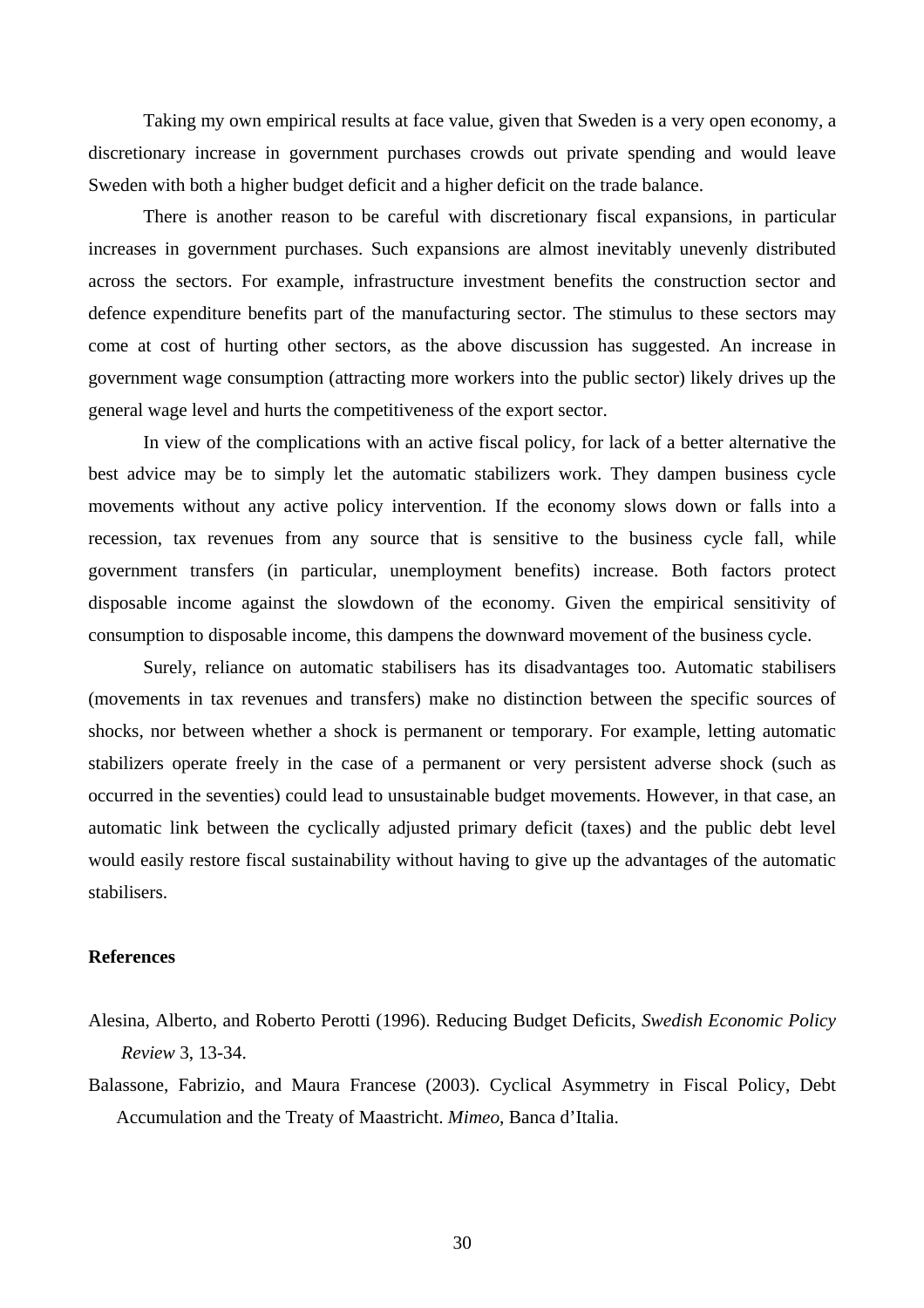Taking my own empirical results at face value, given that Sweden is a very open economy, a discretionary increase in government purchases crowds out private spending and would leave Sweden with both a higher budget deficit and a higher deficit on the trade balance.

There is another reason to be careful with discretionary fiscal expansions, in particular increases in government purchases. Such expansions are almost inevitably unevenly distributed across the sectors. For example, infrastructure investment benefits the construction sector and defence expenditure benefits part of the manufacturing sector. The stimulus to these sectors may come at cost of hurting other sectors, as the above discussion has suggested. An increase in government wage consumption (attracting more workers into the public sector) likely drives up the general wage level and hurts the competitiveness of the export sector.

In view of the complications with an active fiscal policy, for lack of a better alternative the best advice may be to simply let the automatic stabilizers work. They dampen business cycle movements without any active policy intervention. If the economy slows down or falls into a recession, tax revenues from any source that is sensitive to the business cycle fall, while government transfers (in particular, unemployment benefits) increase. Both factors protect disposable income against the slowdown of the economy. Given the empirical sensitivity of consumption to disposable income, this dampens the downward movement of the business cycle.

Surely, reliance on automatic stabilisers has its disadvantages too. Automatic stabilisers (movements in tax revenues and transfers) make no distinction between the specific sources of shocks, nor between whether a shock is permanent or temporary. For example, letting automatic stabilizers operate freely in the case of a permanent or very persistent adverse shock (such as occurred in the seventies) could lead to unsustainable budget movements. However, in that case, an automatic link between the cyclically adjusted primary deficit (taxes) and the public debt level would easily restore fiscal sustainability without having to give up the advantages of the automatic stabilisers.

**References**

Alesina, Alberto, and Roberto Perotti (1996). Reducing Budget Deficits, *Swedish Economic Policy Review* 3, 13-34.

Balassone, Fabrizio, and Maura Francese (2003). Cyclical Asymmetry in Fiscal Policy, Debt Accumulation and the Treaty of Maastricht. *Mimeo*, Banca d'Italia.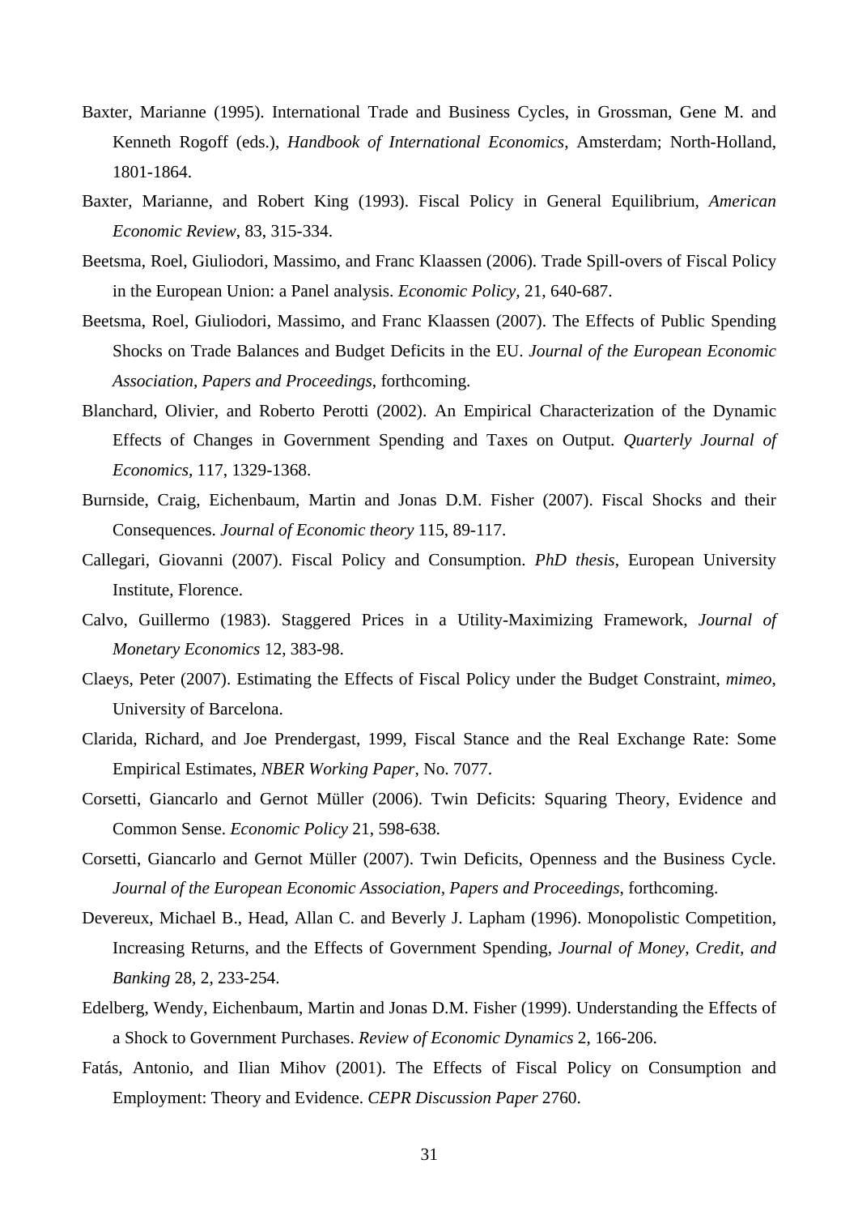Baxter, Marianne (1995). International Trade and Business Cycles, in Grossman, Gene M. and Kenneth Rogoff (eds.), *Handbook of International Economics*, Amsterdam; North-Holland, 1801-1864.

Baxter, Marianne, and Robert King (1993). Fiscal Policy in General Equilibrium, *American Economic Review*, 83, 315-334.

Beetsma, Roel, Giuliodori, Massimo, and Franc Klaassen (2006). Trade Spill-overs of Fiscal Policy in the European Union: a Panel analysis. *Economic Policy,* 21, 640-687.

Beetsma, Roel, Giuliodori, Massimo, and Franc Klaassen (2007). The Effects of Public Spending Shocks on Trade Balances and Budget Deficits in the EU. *Journal of the European Economic Association, Papers and Proceedings*, forthcoming.

Blanchard, Olivier, and Roberto Perotti (2002). An Empirical Characterization of the Dynamic Effects of Changes in Government Spending and Taxes on Output. *Quarterly Journal of Economics*, 117, 1329-1368.

Burnside, Craig, Eichenbaum, Martin and Jonas D.M. Fisher (2007). Fiscal Shocks and their Consequences. *Journal of Economic theory* 115, 89-117.

Callegari, Giovanni (2007). Fiscal Policy and Consumption. *PhD thesis*, European University Institute, Florence.

Calvo, Guillermo (1983). Staggered Prices in a Utility-Maximizing Framework, *Journal of Monetary Economics* 12, 383-98.

Claeys, Peter (2007). Estimating the Effects of Fiscal Policy under the Budget Constraint, *mimeo*, University of Barcelona.

Clarida, Richard, and Joe Prendergast, 1999, Fiscal Stance and the Real Exchange Rate: Some Empirical Estimates, *NBER Working Paper*, No. 7077.

Corsetti, Giancarlo and Gernot Müller (2006). Twin Deficits: Squaring Theory, Evidence and Common Sense. *Economic Policy* 21, 598-638.

Corsetti, Giancarlo and Gernot Müller (2007). Twin Deficits, Openness and the Business Cycle. *Journal of the European Economic Association, Papers and Proceedings*, forthcoming.

Devereux, Michael B., Head, Allan C. and Beverly J. Lapham (1996). Monopolistic Competition, Increasing Returns, and the Effects of Government Spending, *Journal of Money, Credit, and Banking* 28, 2, 233-254.

Edelberg, Wendy, Eichenbaum, Martin and Jonas D.M. Fisher (1999). Understanding the Effects of a Shock to Government Purchases. *Review of Economic Dynamics* 2, 166-206.

Fatás, Antonio, and Ilian Mihov (2001). The Effects of Fiscal Policy on Consumption and Employment: Theory and Evidence. *CEPR Discussion Paper* 2760.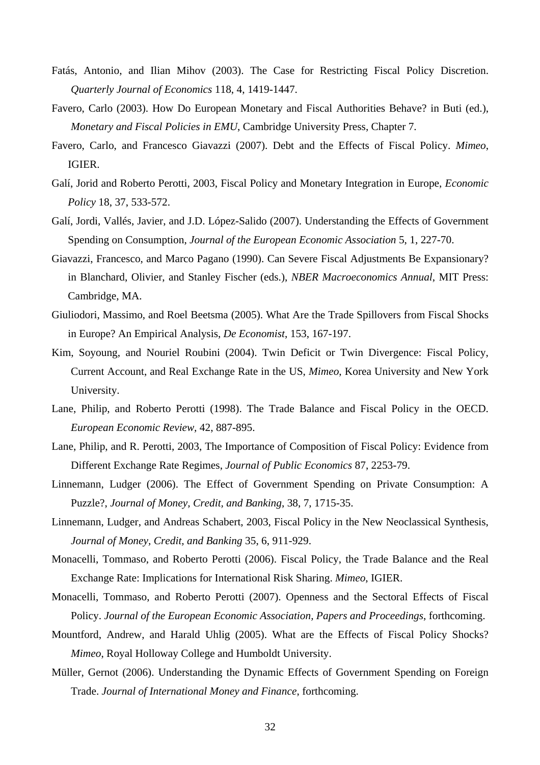Fatás, Antonio, and Ilian Mihov (2003). The Case for Restricting Fiscal Policy Discretion. *Quarterly Journal of Economics* 118, 4, 1419-1447.

Favero, Carlo (2003). How Do European Monetary and Fiscal Authorities Behave? in Buti (ed.), *Monetary and Fiscal Policies in EMU*, Cambridge University Press, Chapter 7.

Favero, Carlo, and Francesco Giavazzi (2007). Debt and the Effects of Fiscal Policy. *Mimeo*, IGIER.

Galí, Jorid and Roberto Perotti, 2003, Fiscal Policy and Monetary Integration in Europe, *Economic Policy* 18, 37, 533-572.

Galí, Jordi, Vallés, Javier, and J.D. López-Salido (2007). Understanding the Effects of Government Spending on Consumption, *Journal of the European Economic Association* 5, 1, 227-70.

Giavazzi, Francesco, and Marco Pagano (1990). Can Severe Fiscal Adjustments Be Expansionary? in Blanchard, Olivier, and Stanley Fischer (eds.), *NBER Macroeconomics Annual*, MIT Press: Cambridge, MA.

Giuliodori, Massimo, and Roel Beetsma (2005). What Are the Trade Spillovers from Fiscal Shocks in Europe? An Empirical Analysis, *De Economist*, 153, 167-197.

Kim, Soyoung, and Nouriel Roubini (2004). Twin Deficit or Twin Divergence: Fiscal Policy, Current Account, and Real Exchange Rate in the US, *Mimeo*, Korea University and New York University.

Lane, Philip, and Roberto Perotti (1998). The Trade Balance and Fiscal Policy in the OECD. *European Economic Review*, 42, 887-895.

Lane, Philip, and R. Perotti, 2003, The Importance of Composition of Fiscal Policy: Evidence from Different Exchange Rate Regimes, *Journal of Public Economics* 87, 2253-79.

Linnemann, Ludger (2006). The Effect of Government Spending on Private Consumption: A Puzzle?, *Journal of Money, Credit, and Banking*, 38, 7, 1715-35.

Linnemann, Ludger, and Andreas Schabert, 2003, Fiscal Policy in the New Neoclassical Synthesis, *Journal of Money, Credit, and Banking* 35, 6, 911-929.

Monacelli, Tommaso, and Roberto Perotti (2006). Fiscal Policy, the Trade Balance and the Real Exchange Rate: Implications for International Risk Sharing. *Mimeo*, IGIER.

Monacelli, Tommaso, and Roberto Perotti (2007). Openness and the Sectoral Effects of Fiscal Policy. *Journal of the European Economic Association, Papers and Proceedings*, forthcoming.

Mountford, Andrew, and Harald Uhlig (2005). What are the Effects of Fiscal Policy Shocks? *Mimeo*, Royal Holloway College and Humboldt University.

Müller, Gernot (2006). Understanding the Dynamic Effects of Government Spending on Foreign Trade. *Journal of International Money and Finance*, forthcoming.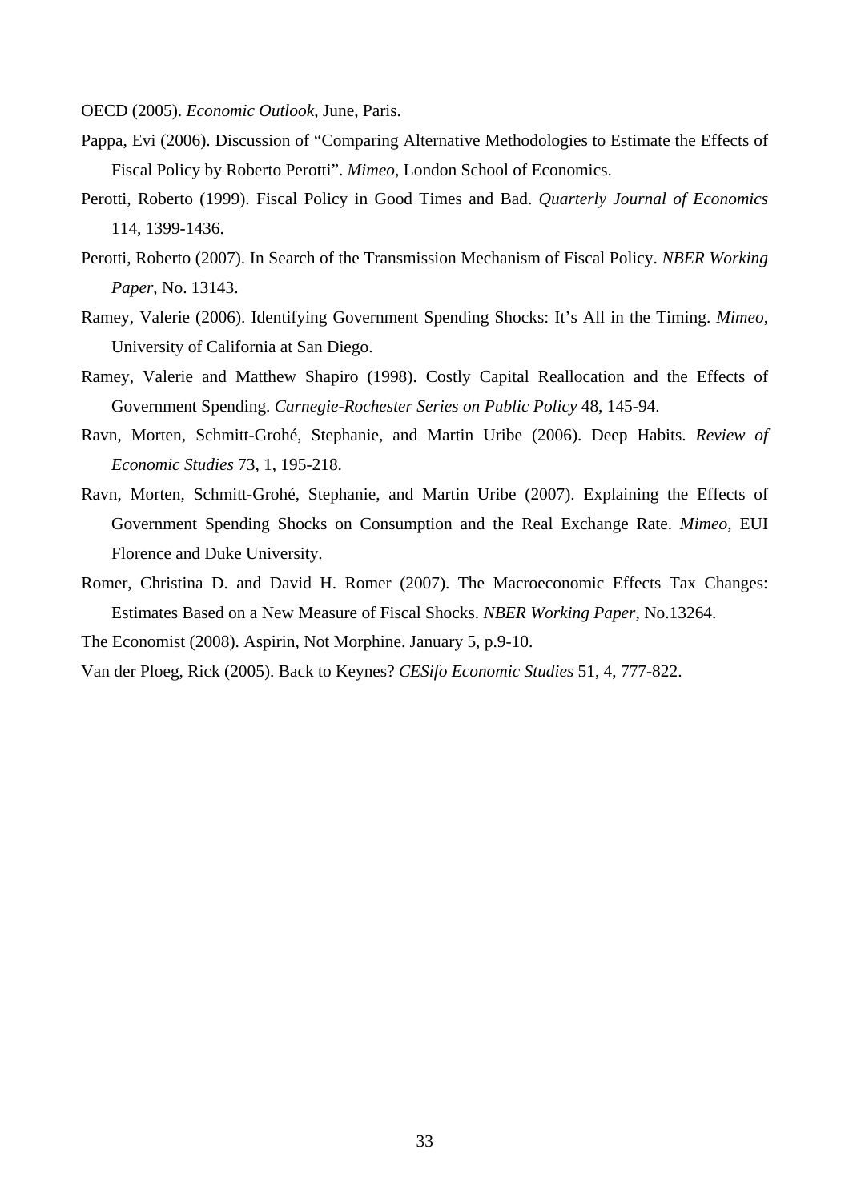OECD (2005). *Economic Outlook*, June, Paris.

Pappa, Evi (2006). Discussion of "Comparing Alternative Methodologies to Estimate the Effects of Fiscal Policy by Roberto Perotti". *Mimeo*, London School of Economics.

Perotti, Roberto (1999). Fiscal Policy in Good Times and Bad. *Quarterly Journal of Economics* 114, 1399-1436.

Perotti, Roberto (2007). In Search of the Transmission Mechanism of Fiscal Policy. *NBER Working Paper*, No. 13143.

Ramey, Valerie (2006). Identifying Government Spending Shocks: It's All in the Timing. *Mimeo*, University of California at San Diego.

Ramey, Valerie and Matthew Shapiro (1998). Costly Capital Reallocation and the Effects of Government Spending. *Carnegie-Rochester Series on Public Policy* 48, 145-94.

Ravn, Morten, Schmitt-Grohé, Stephanie, and Martin Uribe (2006). Deep Habits. *Review of Economic Studies* 73, 1, 195-218.

Ravn, Morten, Schmitt-Grohé, Stephanie, and Martin Uribe (2007). Explaining the Effects of Government Spending Shocks on Consumption and the Real Exchange Rate. *Mimeo*, EUI Florence and Duke University.

Romer, Christina D. and David H. Romer (2007). The Macroeconomic Effects Tax Changes: Estimates Based on a New Measure of Fiscal Shocks. *NBER Working Paper*, No.13264.

The Economist (2008). Aspirin, Not Morphine. January 5, p.9-10.

Van der Ploeg, Rick (2005). Back to Keynes? *CESifo Economic Studies* 51, 4, 777-822.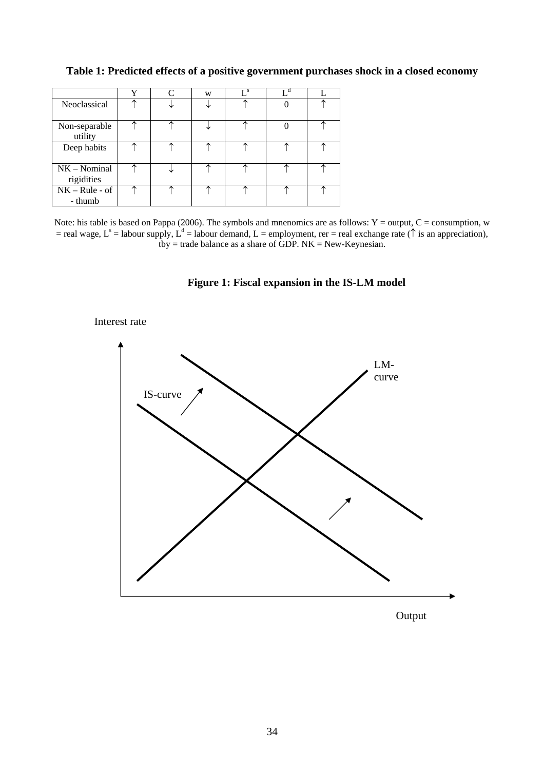**Table 1: Predicted effects of a positive government purchases shock in a closed economy**

| | Y | C | w | $L^s$ | $L^d$ | L |
|---|---|---|---|---|---|---|
| Neoclassical | ↑ | ↓ | ↓ | ↑ | 0 | ↑ |
| Non-separable utility | ↑ | ↑ | ↓ | ↑ | 0 | ↑ |
| Deep habits | ↑ | ↑ | ↑ | ↑ | ↑ | ↑ |
| NK – Nominal rigidities | ↑ | ↓ | ↑ | ↑ | ↑ | ↑ |
| NK – Rule - of - thumb | ↑ | ↑ | ↑ | ↑ | ↑ | ↑ |

Note: his table is based on Pappa (2006). The symbols and mnenomics are as follows: Y = output, C = consumption, w = real wage, $L^s$ = labour supply, $L^d$ = labour demand, L = employment, rer = real exchange rate (↑ is an appreciation), tby = trade balance as a share of GDP. NK = New-Keynesian.

**Figure 1: Fiscal expansion in the IS-LM model**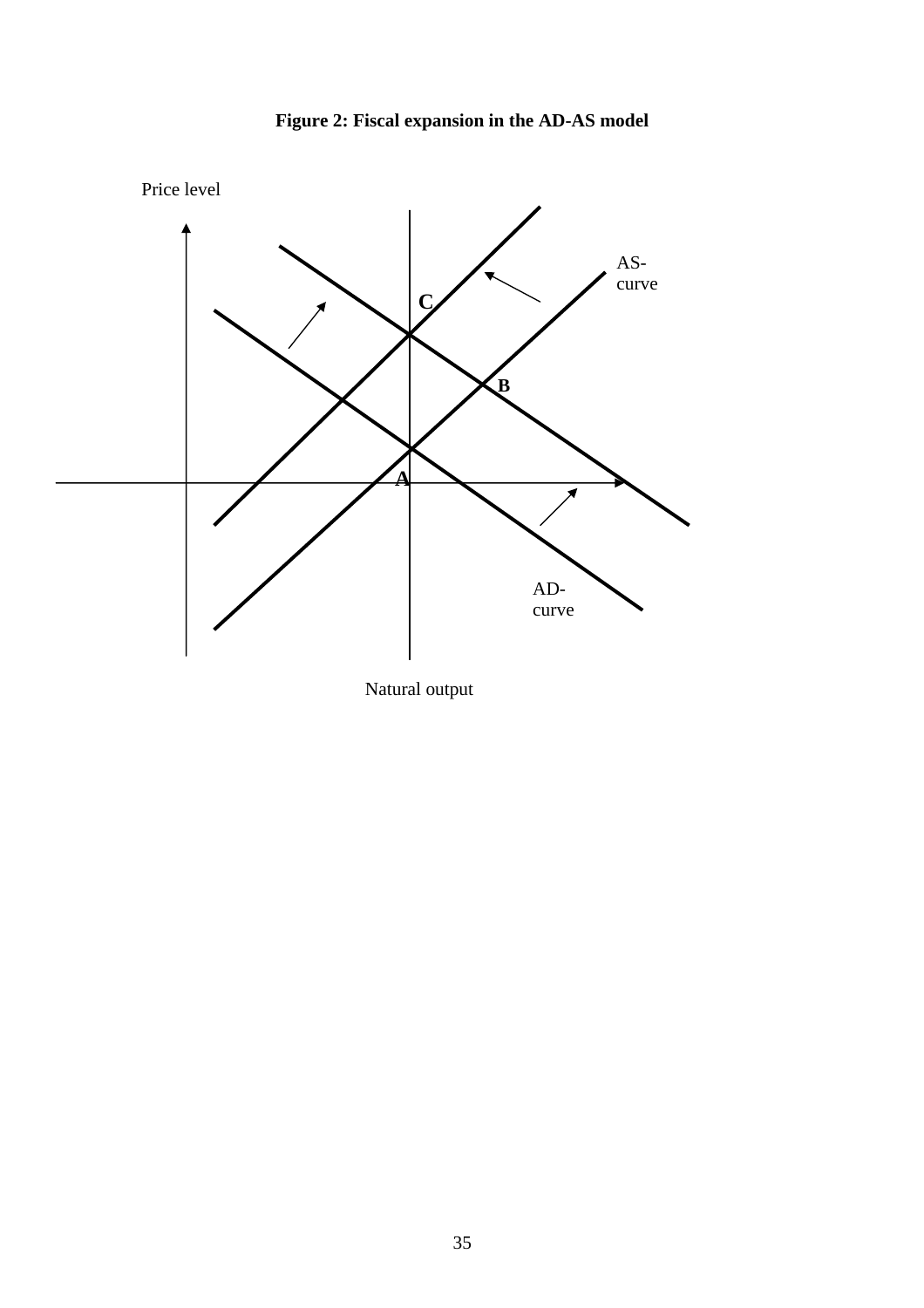**Figure 2: Fiscal expansion in the AD-AS model**

Price level

AS-
curve

C

B

A

AD-
curve

Natural output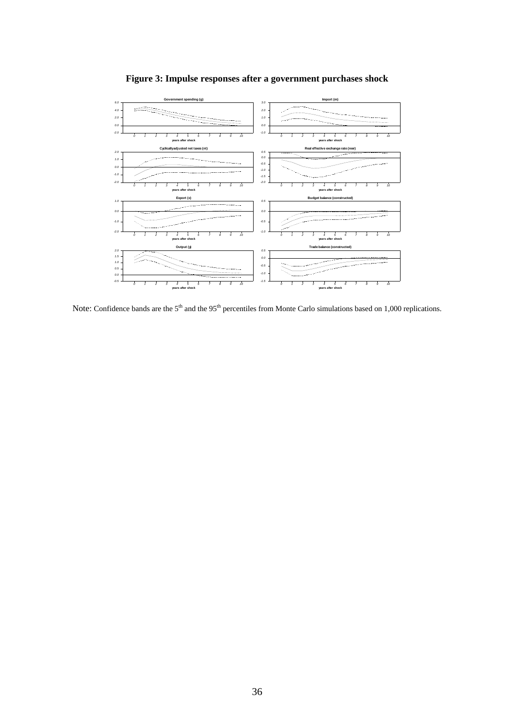**Figure 3: Impulse responses after a government purchases shock**

Note: Confidence bands are the 5[th] and the 95[th] percentiles from Monte Carlo simulations based on 1,000 replications.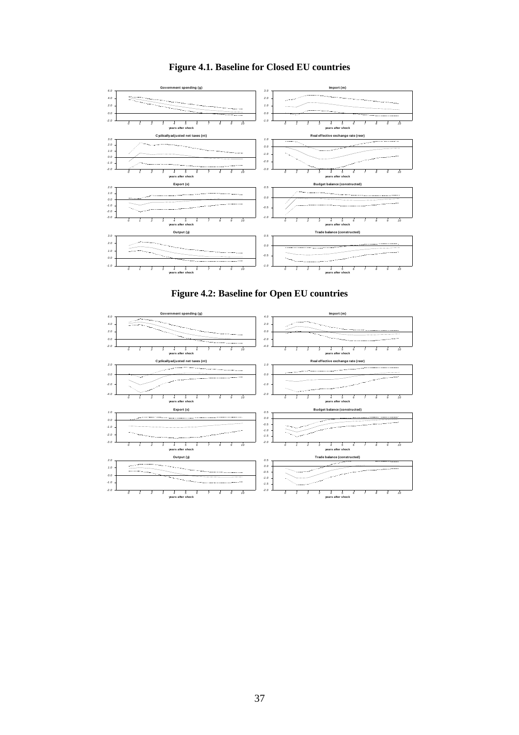# Figure 4.1. Baseline for Closed EU countries

Government spending (g)

6.0
4.0
2.0
0.0
-2.0

0 1 2 3 4 5 6 7 8 9 10

years after shock

Import (m)

3.0
2.0
1.0
0.0
-1.0

0 1 2 3 4 5 6 7 8 9 10

years after shock

Cyclically adjusted net taxes (nt)

3.0
2.0
1.0
0.0
-1.0
-2.0

0 1 2 3 4 5 6 7 8 9 10

years after shock

Real effective exchange rate (reer)

1.0
0.0
-1.0
-2.0
-3.0

0 1 2 3 4 5 6 7 8 9 10

years after shock

Export (x)

2.0
1.0
0.0
-1.0
-2.0
-3.0

0 1 2 3 4 5 6 7 8 9 10

years after shock

Budget balance (constructed)

0.5
0.0
-0.5
-1.0

0 1 2 3 4 5 6 7 8 9 10

years after shock

Output (y)

3.0
2.0
1.0
0.0
-1.0

0 1 2 3 4 5 6 7 8 9 10

years after shock

Trade balance (constructed)

0.5
0.0
-0.5
-1.0

0 1 2 3 4 5 6 7 8 9 10

years after shock

# Figure 4.2: Baseline for Open EU countries

Government spending (g)

6.0
4.0
2.0
0.0
-2.0

0 1 2 3 4 5 6 7 8 9 10

years after shock

Import (m)

4.0
2.0
0.0
-2.0
-4.0

0 1 2 3 4 5 6 7 8 9 10

years after shock

Cyclically adjusted net taxes (nt)

2.0
0.0
-2.0
-4.0

0 1 2 3 4 5 6 7 8 9 10

years after shock

Real effective exchange rate (reer)

1.0
0.0
-1.0
-2.0

0 1 2 3 4 5 6 7 8 9 10

years after shock

Export (x)

1.0
0.0
-1.0
-2.0
-3.0

0 1 2 3 4 5 6 7 8 9 10

years after shock

Budget balance (constructed)

0.5
0.0
-0.5
-1.0
-1.5
-2.0

0 1 2 3 4 5 6 7 8 9 10

years after shock

Output (y)

2.0
1.0
0.0
-1.0
-2.0

0 1 2 3 4 5 6 7 8 9 10

years after shock

Trade balance (constructed)

0.5
0.0
-0.5
-1.0
-1.5
-2.0

0 1 2 3 4 5 6 7 8 9 10

years after shock